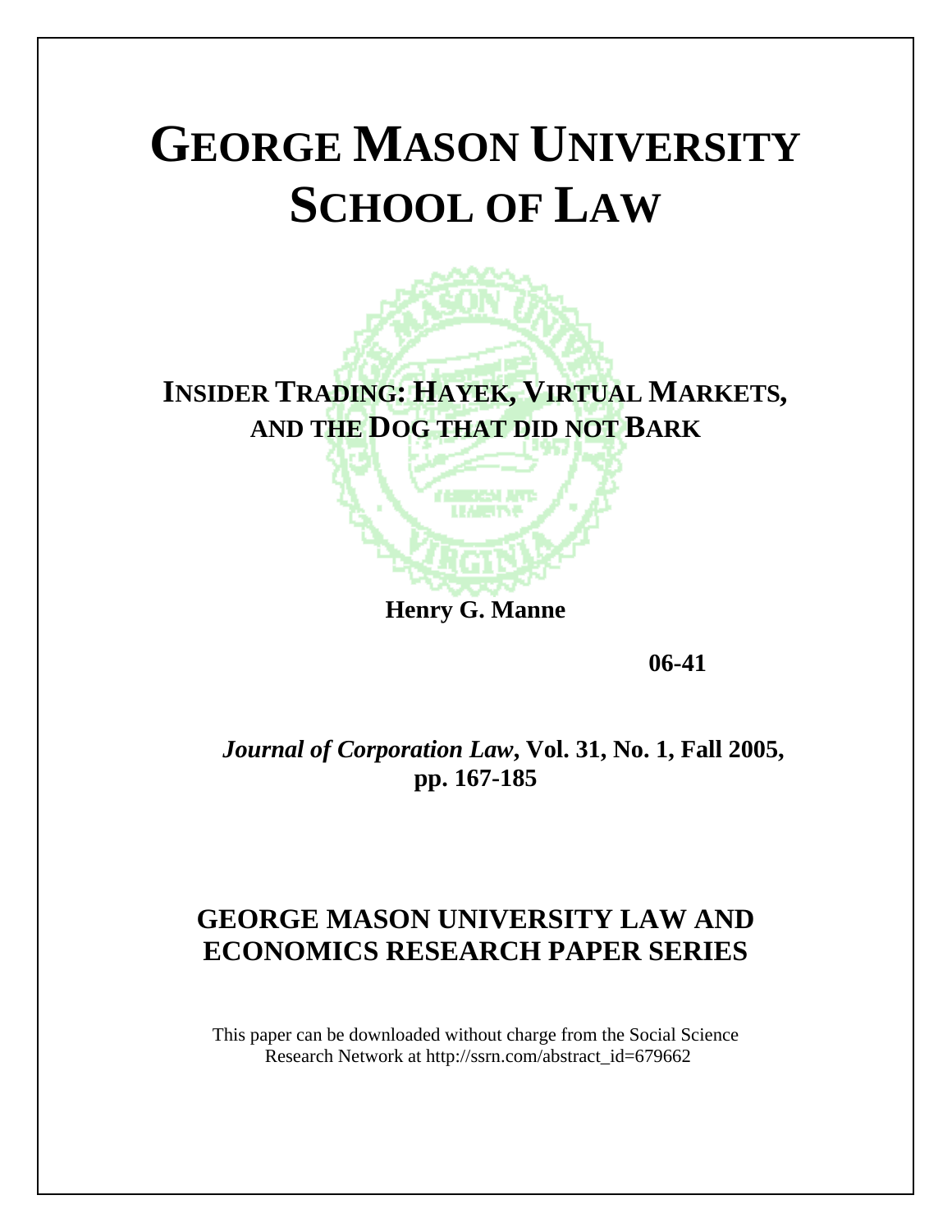# GEORGE MASON UNIVERSITY SCHOOL OF LAW

## INSIDER TRADING: HAYEK, VIRTUAL MARKETS, AND THE DOG THAT DID NOT BARK

**Henry G. Manne**

**06-41**

***Journal of Corporation Law*, Vol. 31, No. 1, Fall 2005, pp. 167-185**

## GEORGE MASON UNIVERSITY LAW AND ECONOMICS RESEARCH PAPER SERIES

This paper can be downloaded without charge from the Social Science Research Network at http://ssrn.com/abstract_id=679662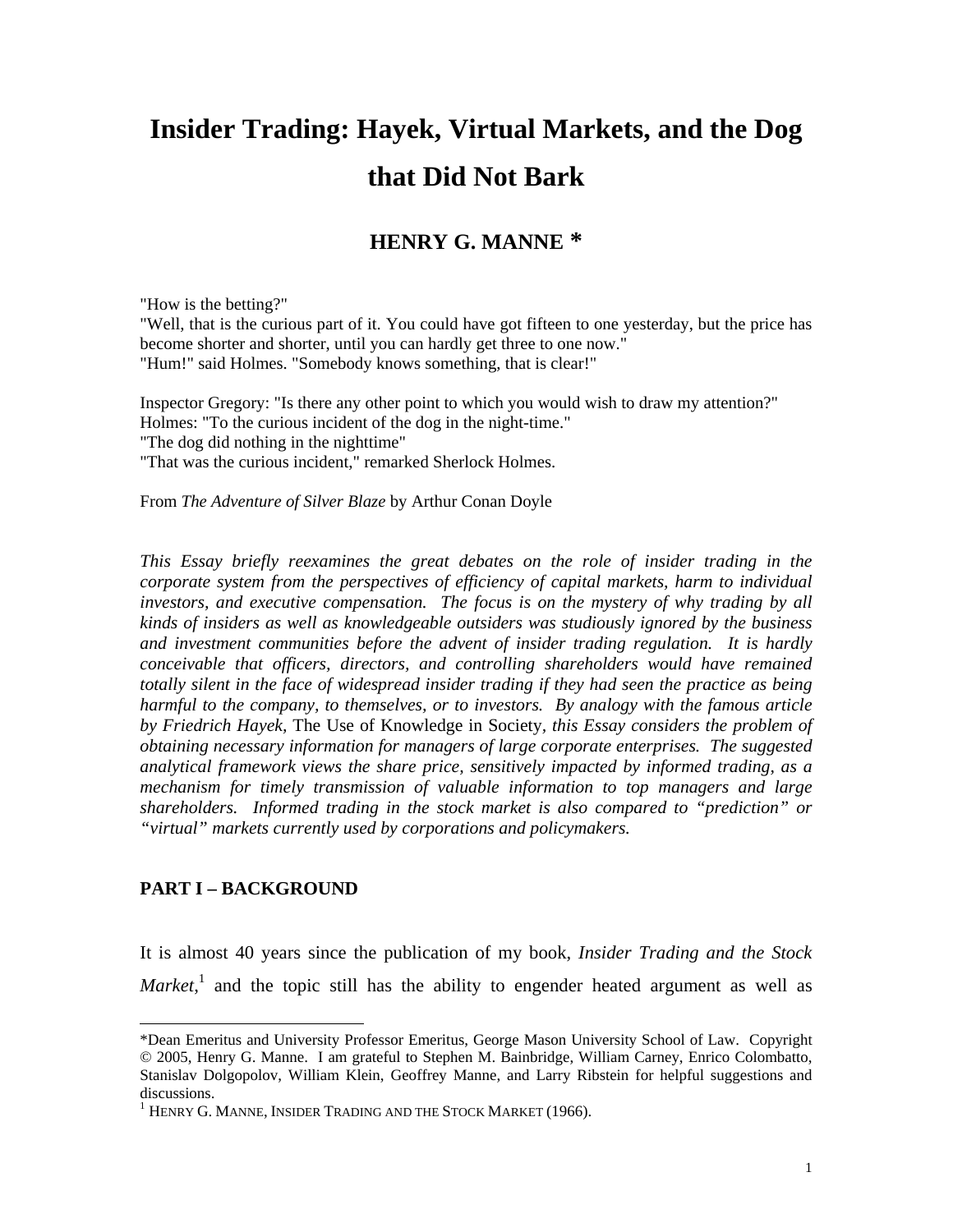# Insider Trading: Hayek, Virtual Markets, and the Dog that Did Not Bark

## HENRY G. MANNE *

"How is the betting?"
"Well, that is the curious part of it. You could have got fifteen to one yesterday, but the price has become shorter and shorter, until you can hardly get three to one now."
"Hum!" said Holmes. "Somebody knows something, that is clear!"

Inspector Gregory: "Is there any other point to which you would wish to draw my attention?"
Holmes: "To the curious incident of the dog in the night-time."
"The dog did nothing in the nighttime"
"That was the curious incident," remarked Sherlock Holmes.

From *The Adventure of Silver Blaze* by Arthur Conan Doyle

*This Essay briefly reexamines the great debates on the role of insider trading in the corporate system from the perspectives of efficiency of capital markets, harm to individual investors, and executive compensation. The focus is on the mystery of why trading by all kinds of insiders as well as knowledgeable outsiders was studiously ignored by the business and investment communities before the advent of insider trading regulation. It is hardly conceivable that officers, directors, and controlling shareholders would have remained totally silent in the face of widespread insider trading if they had seen the practice as being harmful to the company, to themselves, or to investors. By analogy with the famous article by Friedrich Hayek,* The Use of Knowledge in Society*, this Essay considers the problem of obtaining necessary information for managers of large corporate enterprises. The suggested analytical framework views the share price, sensitively impacted by informed trading, as a mechanism for timely transmission of valuable information to top managers and large shareholders. Informed trading in the stock market is also compared to "prediction" or "virtual" markets currently used by corporations and policymakers.*

### PART I – BACKGROUND

It is almost 40 years since the publication of my book, *Insider Trading and the Stock Market*,[1] and the topic still has the ability to engender heated argument as well as

*Dean Emeritus and University Professor Emeritus, George Mason University School of Law. Copyright © 2005, Henry G. Manne. I am grateful to Stephen M. Bainbridge, William Carney, Enrico Colombatto, Stanislav Dolgopolov, William Klein, Geoffrey Manne, and Larry Ribstein for helpful suggestions and discussions.

[1] HENRY G. MANNE, INSIDER TRADING AND THE STOCK MARKET (1966).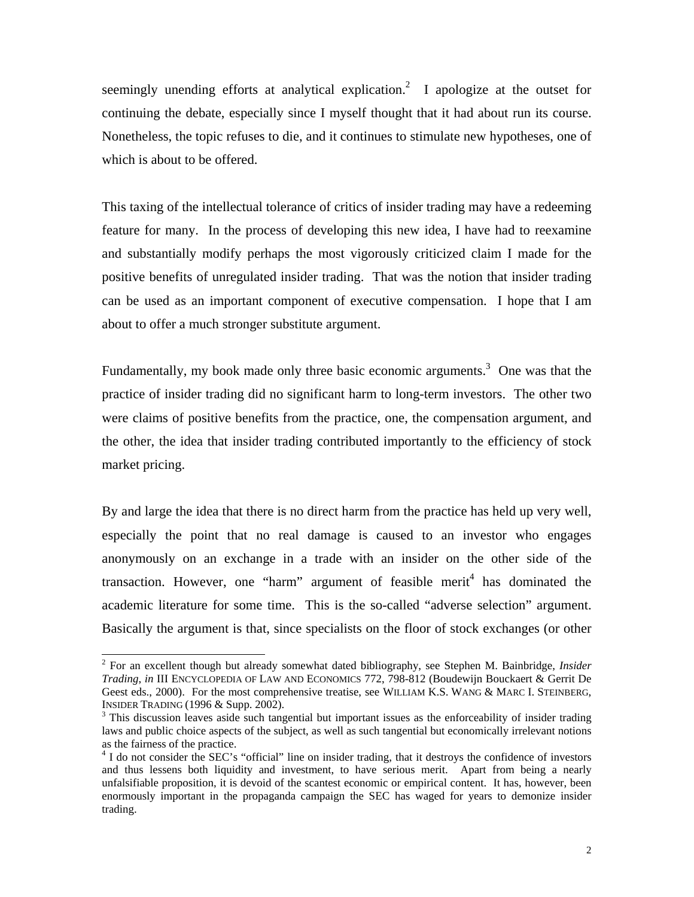seemingly unending efforts at analytical explication.[2] I apologize at the outset for continuing the debate, especially since I myself thought that it had about run its course. Nonetheless, the topic refuses to die, and it continues to stimulate new hypotheses, one of which is about to be offered.

This taxing of the intellectual tolerance of critics of insider trading may have a redeeming feature for many. In the process of developing this new idea, I have had to reexamine and substantially modify perhaps the most vigorously criticized claim I made for the positive benefits of unregulated insider trading. That was the notion that insider trading can be used as an important component of executive compensation. I hope that I am about to offer a much stronger substitute argument.

Fundamentally, my book made only three basic economic arguments.[3] One was that the practice of insider trading did no significant harm to long-term investors. The other two were claims of positive benefits from the practice, one, the compensation argument, and the other, the idea that insider trading contributed importantly to the efficiency of stock market pricing.

By and large the idea that there is no direct harm from the practice has held up very well, especially the point that no real damage is caused to an investor who engages anonymously on an exchange in a trade with an insider on the other side of the transaction. However, one "harm" argument of feasible merit[4] has dominated the academic literature for some time. This is the so-called "adverse selection" argument. Basically the argument is that, since specialists on the floor of stock exchanges (or other

---

[2] For an excellent though but already somewhat dated bibliography, see Stephen M. Bainbridge, *Insider Trading, in* III ENCYCLOPEDIA OF LAW AND ECONOMICS 772, 798-812 (Boudewijn Bouckaert & Gerrit De Geest eds., 2000). For the most comprehensive treatise, see WILLIAM K.S. WANG & MARC I. STEINBERG, INSIDER TRADING (1996 & Supp. 2002).

[3] This discussion leaves aside such tangential but important issues as the enforceability of insider trading laws and public choice aspects of the subject, as well as such tangential but economically irrelevant notions as the fairness of the practice.

[4] I do not consider the SEC's "official" line on insider trading, that it destroys the confidence of investors and thus lessens both liquidity and investment, to have serious merit. Apart from being a nearly unfalsifiable proposition, it is devoid of the scantest economic or empirical content. It has, however, been enormously important in the propaganda campaign the SEC has waged for years to demonize insider trading.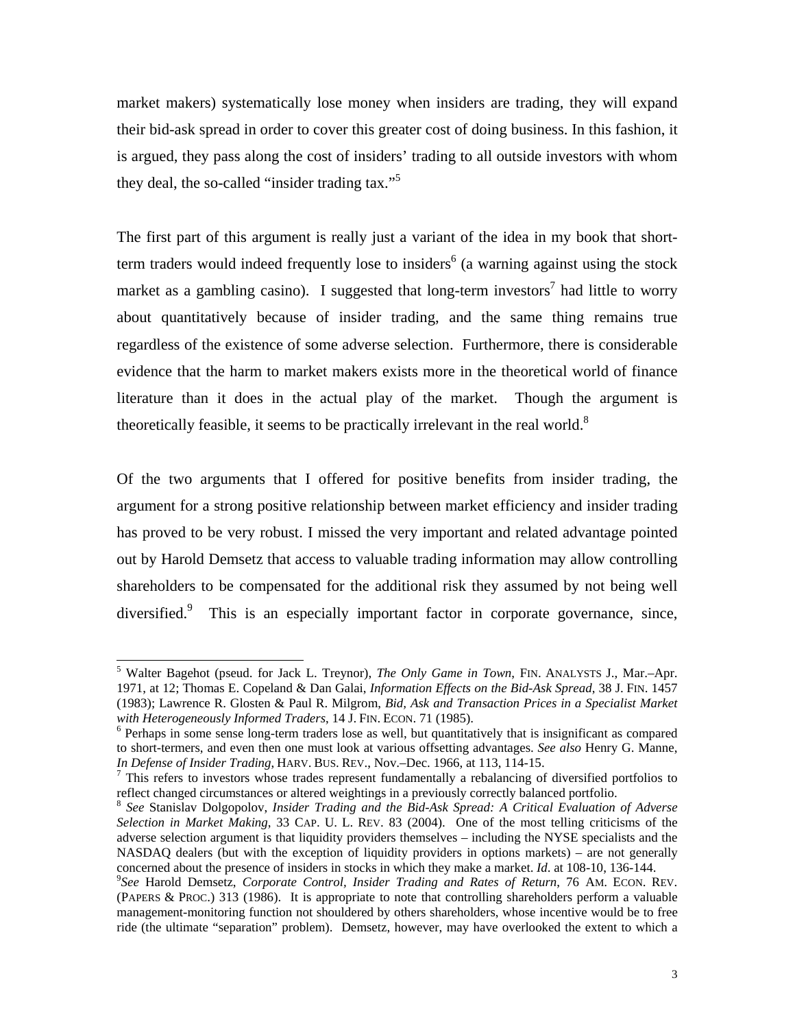market makers) systematically lose money when insiders are trading, they will expand their bid-ask spread in order to cover this greater cost of doing business. In this fashion, it is argued, they pass along the cost of insiders' trading to all outside investors with whom they deal, the so-called "insider trading tax."[5]

The first part of this argument is really just a variant of the idea in my book that short-term traders would indeed frequently lose to insiders[6] (a warning against using the stock market as a gambling casino). I suggested that long-term investors[7] had little to worry about quantitatively because of insider trading, and the same thing remains true regardless of the existence of some adverse selection. Furthermore, there is considerable evidence that the harm to market makers exists more in the theoretical world of finance literature than it does in the actual play of the market. Though the argument is theoretically feasible, it seems to be practically irrelevant in the real world.[8]

Of the two arguments that I offered for positive benefits from insider trading, the argument for a strong positive relationship between market efficiency and insider trading has proved to be very robust. I missed the very important and related advantage pointed out by Harold Demsetz that access to valuable trading information may allow controlling shareholders to be compensated for the additional risk they assumed by not being well diversified.[9] This is an especially important factor in corporate governance, since,

---

[5] Walter Bagehot (pseud. for Jack L. Treynor), *The Only Game in Town*, FIN. ANALYSTS J., Mar.–Apr. 1971, at 12; Thomas E. Copeland & Dan Galai, *Information Effects on the Bid-Ask Spread*, 38 J. FIN. 1457 (1983); Lawrence R. Glosten & Paul R. Milgrom, *Bid, Ask and Transaction Prices in a Specialist Market with Heterogeneously Informed Traders*, 14 J. FIN. ECON. 71 (1985).

[6] Perhaps in some sense long-term traders lose as well, but quantitatively that is insignificant as compared to short-termers, and even then one must look at various offsetting advantages. *See also* Henry G. Manne, *In Defense of Insider Trading*, HARV. BUS. REV., Nov.–Dec. 1966, at 113, 114-15.

[7] This refers to investors whose trades represent fundamentally a rebalancing of diversified portfolios to reflect changed circumstances or altered weightings in a previously correctly balanced portfolio.

[8] *See* Stanislav Dolgopolov, *Insider Trading and the Bid-Ask Spread: A Critical Evaluation of Adverse Selection in Market Making*, 33 CAP. U. L. REV. 83 (2004). One of the most telling criticisms of the adverse selection argument is that liquidity providers themselves – including the NYSE specialists and the NASDAQ dealers (but with the exception of liquidity providers in options markets) – are not generally concerned about the presence of insiders in stocks in which they make a market. *Id*. at 108-10, 136-144.

[9] *See* Harold Demsetz, *Corporate Control, Insider Trading and Rates of Return*, 76 AM. ECON. REV. (PAPERS & PROC.) 313 (1986). It is appropriate to note that controlling shareholders perform a valuable management-monitoring function not shouldered by others shareholders, whose incentive would be to free ride (the ultimate "separation" problem). Demsetz, however, may have overlooked the extent to which a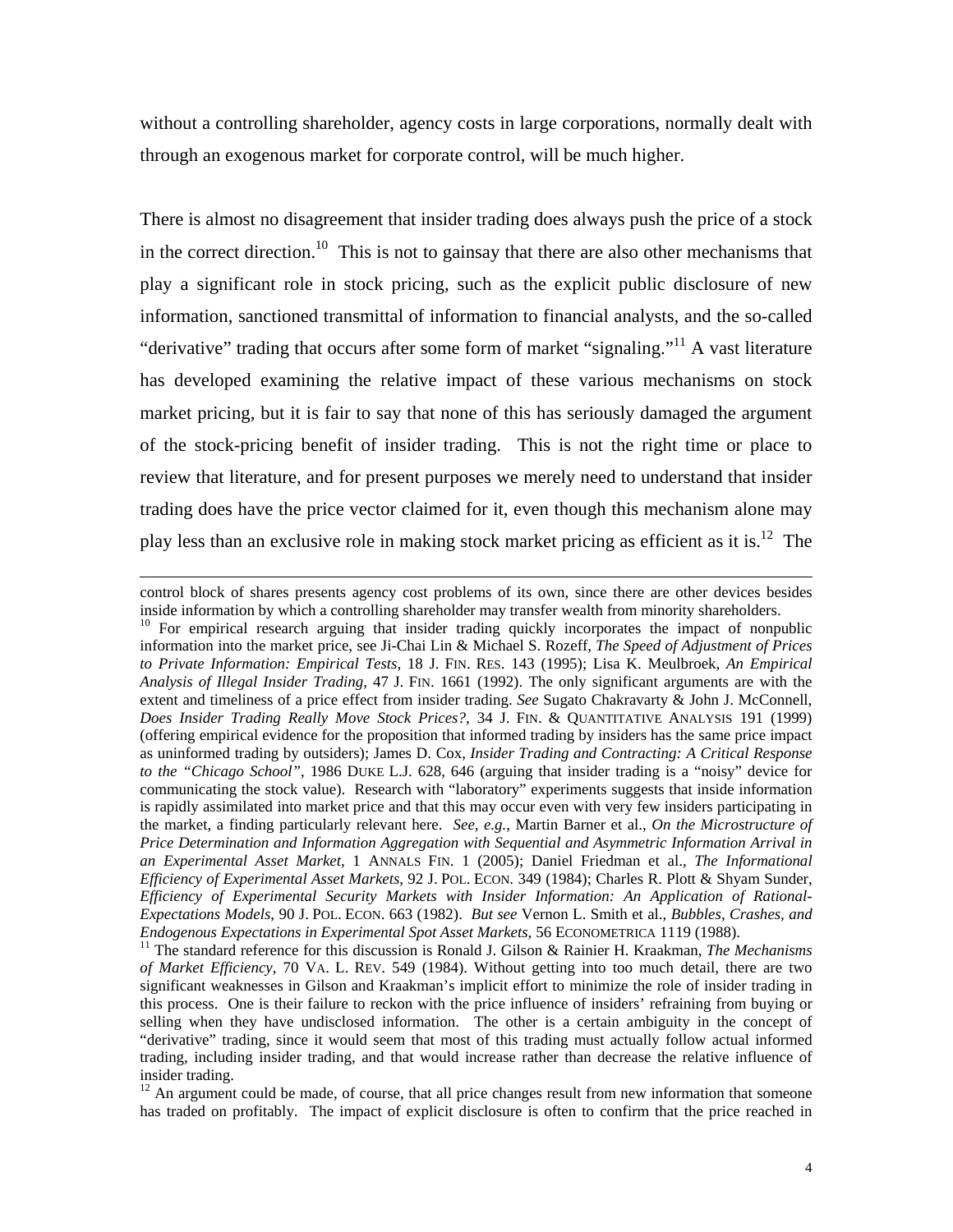without a controlling shareholder, agency costs in large corporations, normally dealt with through an exogenous market for corporate control, will be much higher.

There is almost no disagreement that insider trading does always push the price of a stock in the correct direction.[10] This is not to gainsay that there are also other mechanisms that play a significant role in stock pricing, such as the explicit public disclosure of new information, sanctioned transmittal of information to financial analysts, and the so-called "derivative" trading that occurs after some form of market "signaling."[11] A vast literature has developed examining the relative impact of these various mechanisms on stock market pricing, but it is fair to say that none of this has seriously damaged the argument of the stock-pricing benefit of insider trading. This is not the right time or place to review that literature, and for present purposes we merely need to understand that insider trading does have the price vector claimed for it, even though this mechanism alone may play less than an exclusive role in making stock market pricing as efficient as it is.[12] The

---

control block of shares presents agency cost problems of its own, since there are other devices besides inside information by which a controlling shareholder may transfer wealth from minority shareholders.

[10] For empirical research arguing that insider trading quickly incorporates the impact of nonpublic information into the market price, see Ji-Chai Lin & Michael S. Rozeff, *The Speed of Adjustment of Prices to Private Information: Empirical Tests*, 18 J. FIN. RES. 143 (1995); Lisa K. Meulbroek, *An Empirical Analysis of Illegal Insider Trading*, 47 J. FIN. 1661 (1992). The only significant arguments are with the extent and timeliness of a price effect from insider trading. *See* Sugato Chakravarty & John J. McConnell, *Does Insider Trading Really Move Stock Prices?*, 34 J. FIN. & QUANTITATIVE ANALYSIS 191 (1999) (offering empirical evidence for the proposition that informed trading by insiders has the same price impact as uninformed trading by outsiders); James D. Cox, *Insider Trading and Contracting: A Critical Response to the "Chicago School"*, 1986 DUKE L.J. 628, 646 (arguing that insider trading is a "noisy" device for communicating the stock value). Research with "laboratory" experiments suggests that inside information is rapidly assimilated into market price and that this may occur even with very few insiders participating in the market, a finding particularly relevant here. *See, e.g.*, Martin Barner et al., *On the Microstructure of Price Determination and Information Aggregation with Sequential and Asymmetric Information Arrival in an Experimental Asset Market*, 1 ANNALS FIN. 1 (2005); Daniel Friedman et al., *The Informational Efficiency of Experimental Asset Markets*, 92 J. POL. ECON. 349 (1984); Charles R. Plott & Shyam Sunder, *Efficiency of Experimental Security Markets with Insider Information: An Application of Rational-Expectations Models*, 90 J. POL. ECON. 663 (1982). *But see* Vernon L. Smith et al., *Bubbles, Crashes, and Endogenous Expectations in Experimental Spot Asset Markets*, 56 ECONOMETRICA 1119 (1988).

[11] The standard reference for this discussion is Ronald J. Gilson & Rainier H. Kraakman, *The Mechanisms of Market Efficiency*, 70 VA. L. REV. 549 (1984). Without getting into too much detail, there are two significant weaknesses in Gilson and Kraakman's implicit effort to minimize the role of insider trading in this process. One is their failure to reckon with the price influence of insiders' refraining from buying or selling when they have undisclosed information. The other is a certain ambiguity in the concept of "derivative" trading, since it would seem that most of this trading must actually follow actual informed trading, including insider trading, and that would increase rather than decrease the relative influence of insider trading.

[12] An argument could be made, of course, that all price changes result from new information that someone has traded on profitably. The impact of explicit disclosure is often to confirm that the price reached in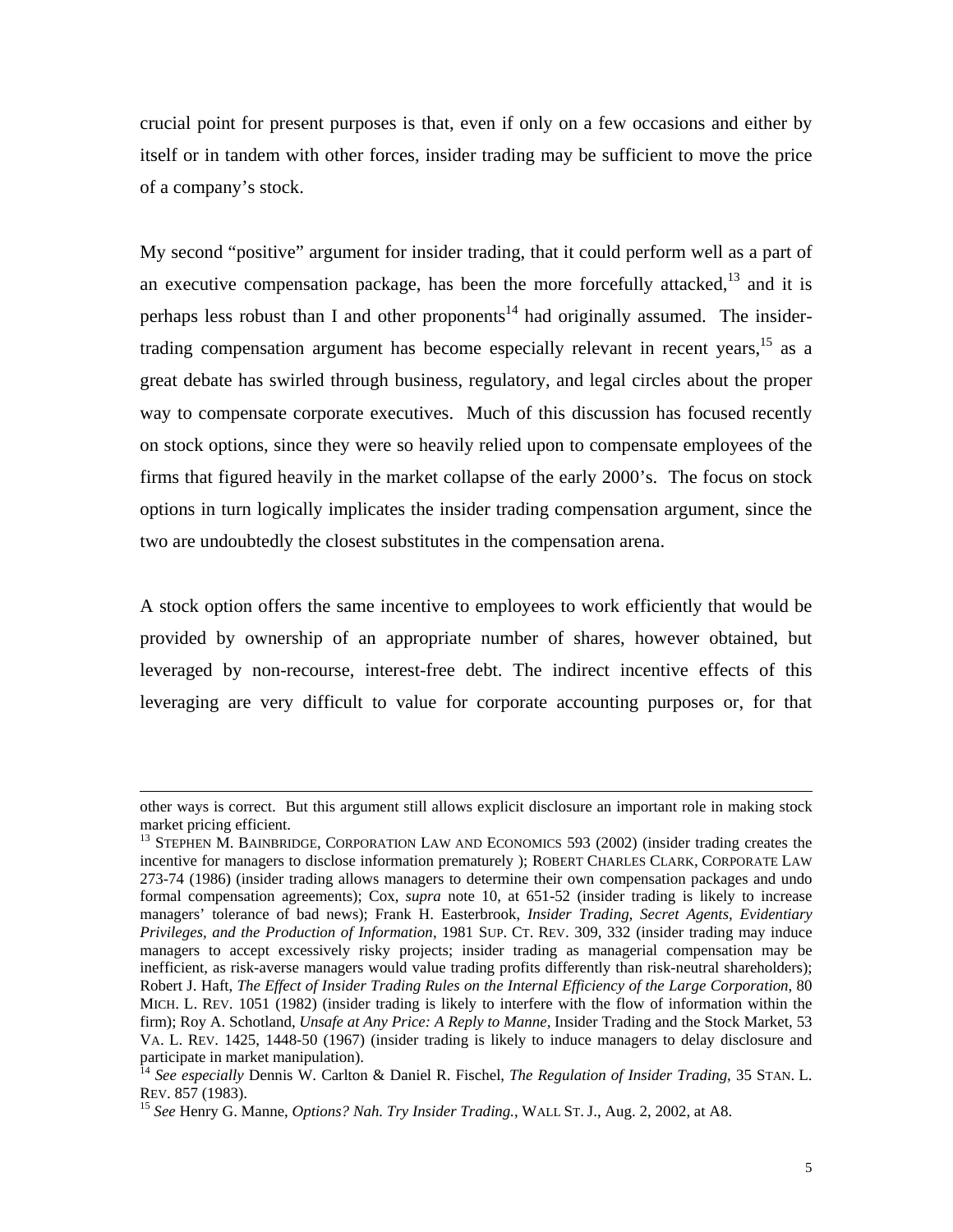crucial point for present purposes is that, even if only on a few occasions and either by itself or in tandem with other forces, insider trading may be sufficient to move the price of a company's stock.

My second "positive" argument for insider trading, that it could perform well as a part of an executive compensation package, has been the more forcefully attacked,[13] and it is perhaps less robust than I and other proponents[14] had originally assumed. The insider-trading compensation argument has become especially relevant in recent years,[15] as a great debate has swirled through business, regulatory, and legal circles about the proper way to compensate corporate executives. Much of this discussion has focused recently on stock options, since they were so heavily relied upon to compensate employees of the firms that figured heavily in the market collapse of the early 2000's. The focus on stock options in turn logically implicates the insider trading compensation argument, since the two are undoubtedly the closest substitutes in the compensation arena.

A stock option offers the same incentive to employees to work efficiently that would be provided by ownership of an appropriate number of shares, however obtained, but leveraged by non-recourse, interest-free debt. The indirect incentive effects of this leveraging are very difficult to value for corporate accounting purposes or, for that

---

other ways is correct. But this argument still allows explicit disclosure an important role in making stock market pricing efficient.

[13] STEPHEN M. BAINBRIDGE, CORPORATION LAW AND ECONOMICS 593 (2002) (insider trading creates the incentive for managers to disclose information prematurely ); ROBERT CHARLES CLARK, CORPORATE LAW 273-74 (1986) (insider trading allows managers to determine their own compensation packages and undo formal compensation agreements); Cox, *supra* note 10, at 651-52 (insider trading is likely to increase managers' tolerance of bad news); Frank H. Easterbrook, *Insider Trading, Secret Agents, Evidentiary Privileges, and the Production of Information*, 1981 SUP. CT. REV. 309, 332 (insider trading may induce managers to accept excessively risky projects; insider trading as managerial compensation may be inefficient, as risk-averse managers would value trading profits differently than risk-neutral shareholders); Robert J. Haft, *The Effect of Insider Trading Rules on the Internal Efficiency of the Large Corporation*, 80 MICH. L. REV. 1051 (1982) (insider trading is likely to interfere with the flow of information within the firm); Roy A. Schotland, *Unsafe at Any Price: A Reply to Manne,* Insider Trading and the Stock Market, 53 VA. L. REV. 1425, 1448-50 (1967) (insider trading is likely to induce managers to delay disclosure and participate in market manipulation).

[14] *See especially* Dennis W. Carlton & Daniel R. Fischel, *The Regulation of Insider Trading*, 35 STAN. L. REV. 857 (1983).

[15] *See* Henry G. Manne, *Options? Nah. Try Insider Trading.*, WALL ST. J., Aug. 2, 2002, at A8.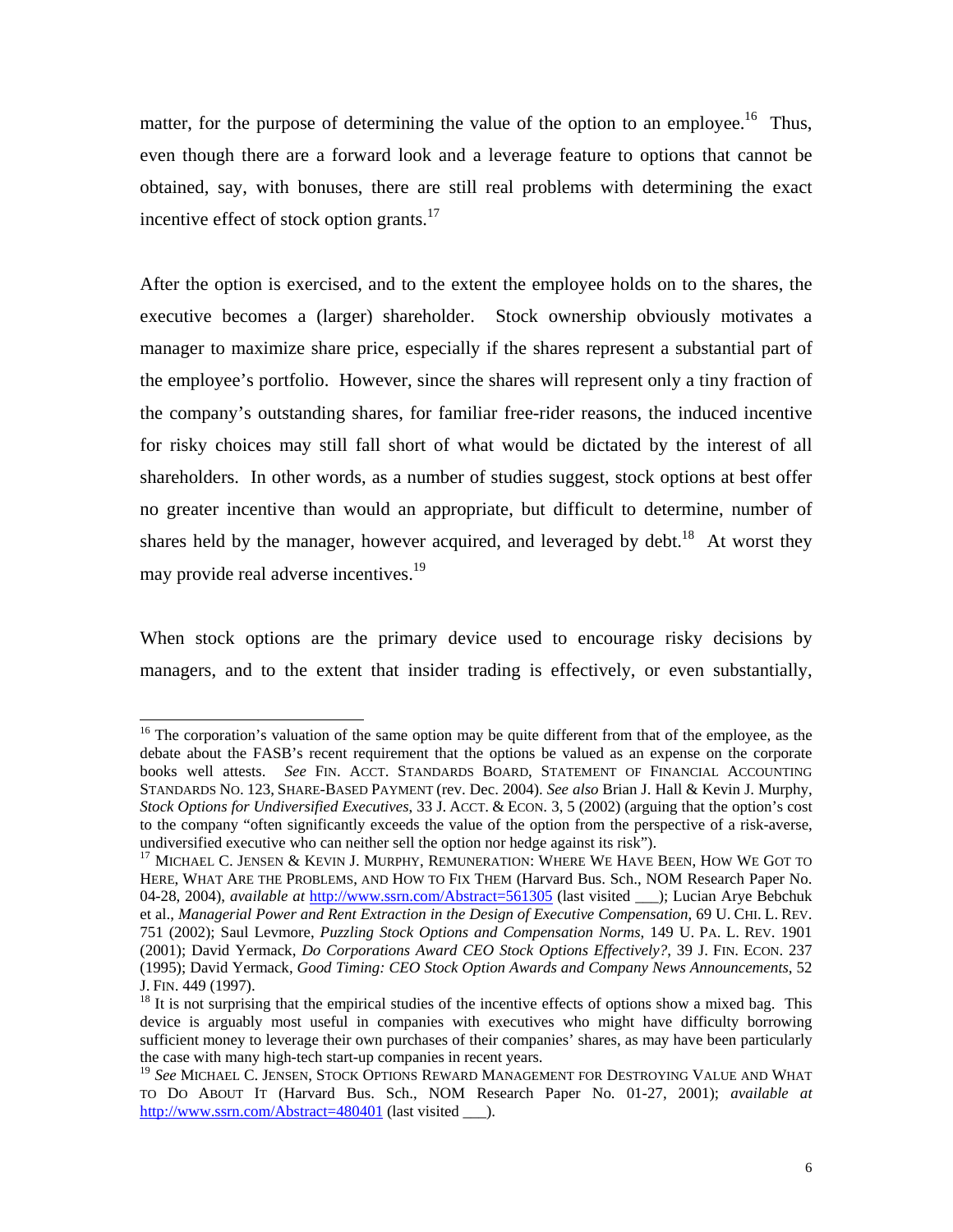matter, for the purpose of determining the value of the option to an employee.[16] Thus, even though there are a forward look and a leverage feature to options that cannot be obtained, say, with bonuses, there are still real problems with determining the exact incentive effect of stock option grants.[17]

After the option is exercised, and to the extent the employee holds on to the shares, the executive becomes a (larger) shareholder. Stock ownership obviously motivates a manager to maximize share price, especially if the shares represent a substantial part of the employee's portfolio. However, since the shares will represent only a tiny fraction of the company's outstanding shares, for familiar free-rider reasons, the induced incentive for risky choices may still fall short of what would be dictated by the interest of all shareholders. In other words, as a number of studies suggest, stock options at best offer no greater incentive than would an appropriate, but difficult to determine, number of shares held by the manager, however acquired, and leveraged by debt.[18] At worst they may provide real adverse incentives.[19]

When stock options are the primary device used to encourage risky decisions by managers, and to the extent that insider trading is effectively, or even substantially,

---

[16] The corporation's valuation of the same option may be quite different from that of the employee, as the debate about the FASB's recent requirement that the options be valued as an expense on the corporate books well attests. *See* FIN. ACCT. STANDARDS BOARD, STATEMENT OF FINANCIAL ACCOUNTING STANDARDS NO. 123, SHARE-BASED PAYMENT (rev. Dec. 2004). *See also* Brian J. Hall & Kevin J. Murphy, *Stock Options for Undiversified Executives*, 33 J. ACCT. & ECON. 3, 5 (2002) (arguing that the option's cost to the company "often significantly exceeds the value of the option from the perspective of a risk-averse, undiversified executive who can neither sell the option nor hedge against its risk").

[17] MICHAEL C. JENSEN & KEVIN J. MURPHY, REMUNERATION: WHERE WE HAVE BEEN, HOW WE GOT TO HERE, WHAT ARE THE PROBLEMS, AND HOW TO FIX THEM (Harvard Bus. Sch., NOM Research Paper No. 04-28, 2004), *available at* http://www.ssrn.com/Abstract=561305 (last visited ___); Lucian Arye Bebchuk et al., *Managerial Power and Rent Extraction in the Design of Executive Compensation*, 69 U. CHI. L. REV. 751 (2002); Saul Levmore, *Puzzling Stock Options and Compensation Norms*, 149 U. PA. L. REV. 1901 (2001); David Yermack, *Do Corporations Award CEO Stock Options Effectively?*, 39 J. FIN. ECON. 237 (1995); David Yermack, *Good Timing: CEO Stock Option Awards and Company News Announcements*, 52 J. FIN. 449 (1997).

[18] It is not surprising that the empirical studies of the incentive effects of options show a mixed bag. This device is arguably most useful in companies with executives who might have difficulty borrowing sufficient money to leverage their own purchases of their companies' shares, as may have been particularly the case with many high-tech start-up companies in recent years.

[19] *See* MICHAEL C. JENSEN, STOCK OPTIONS REWARD MANAGEMENT FOR DESTROYING VALUE AND WHAT TO DO ABOUT IT (Harvard Bus. Sch., NOM Research Paper No. 01-27, 2001); *available at* http://www.ssrn.com/Abstract=480401 (last visited ___).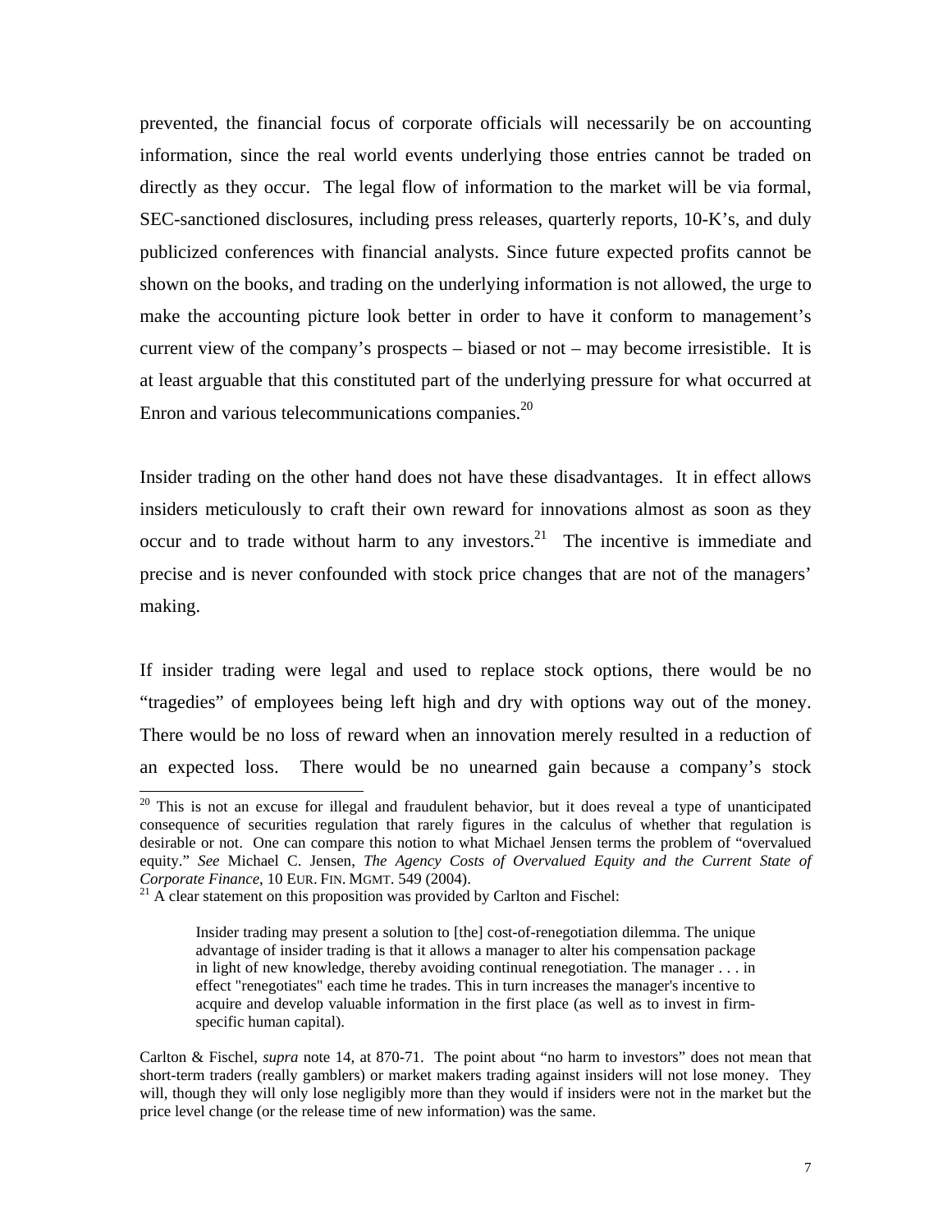prevented, the financial focus of corporate officials will necessarily be on accounting information, since the real world events underlying those entries cannot be traded on directly as they occur. The legal flow of information to the market will be via formal, SEC-sanctioned disclosures, including press releases, quarterly reports, 10-K's, and duly publicized conferences with financial analysts. Since future expected profits cannot be shown on the books, and trading on the underlying information is not allowed, the urge to make the accounting picture look better in order to have it conform to management's current view of the company's prospects – biased or not – may become irresistible. It is at least arguable that this constituted part of the underlying pressure for what occurred at Enron and various telecommunications companies.[20]

Insider trading on the other hand does not have these disadvantages. It in effect allows insiders meticulously to craft their own reward for innovations almost as soon as they occur and to trade without harm to any investors.[21] The incentive is immediate and precise and is never confounded with stock price changes that are not of the managers' making.

If insider trading were legal and used to replace stock options, there would be no "tragedies" of employees being left high and dry with options way out of the money. There would be no loss of reward when an innovation merely resulted in a reduction of an expected loss. There would be no unearned gain because a company's stock

---

[20] This is not an excuse for illegal and fraudulent behavior, but it does reveal a type of unanticipated consequence of securities regulation that rarely figures in the calculus of whether that regulation is desirable or not. One can compare this notion to what Michael Jensen terms the problem of "overvalued equity." *See* Michael C. Jensen, *The Agency Costs of Overvalued Equity and the Current State of Corporate Finance*, 10 EUR. FIN. MGMT. 549 (2004).

[21] A clear statement on this proposition was provided by Carlton and Fischel:

> Insider trading may present a solution to [the] cost-of-renegotiation dilemma. The unique advantage of insider trading is that it allows a manager to alter his compensation package in light of new knowledge, thereby avoiding continual renegotiation. The manager . . . in effect "renegotiates" each time he trades. This in turn increases the manager's incentive to acquire and develop valuable information in the first place (as well as to invest in firm-specific human capital).

Carlton & Fischel, *supra* note 14, at 870-71. The point about "no harm to investors" does not mean that short-term traders (really gamblers) or market makers trading against insiders will not lose money. They will, though they will only lose negligibly more than they would if insiders were not in the market but the price level change (or the release time of new information) was the same.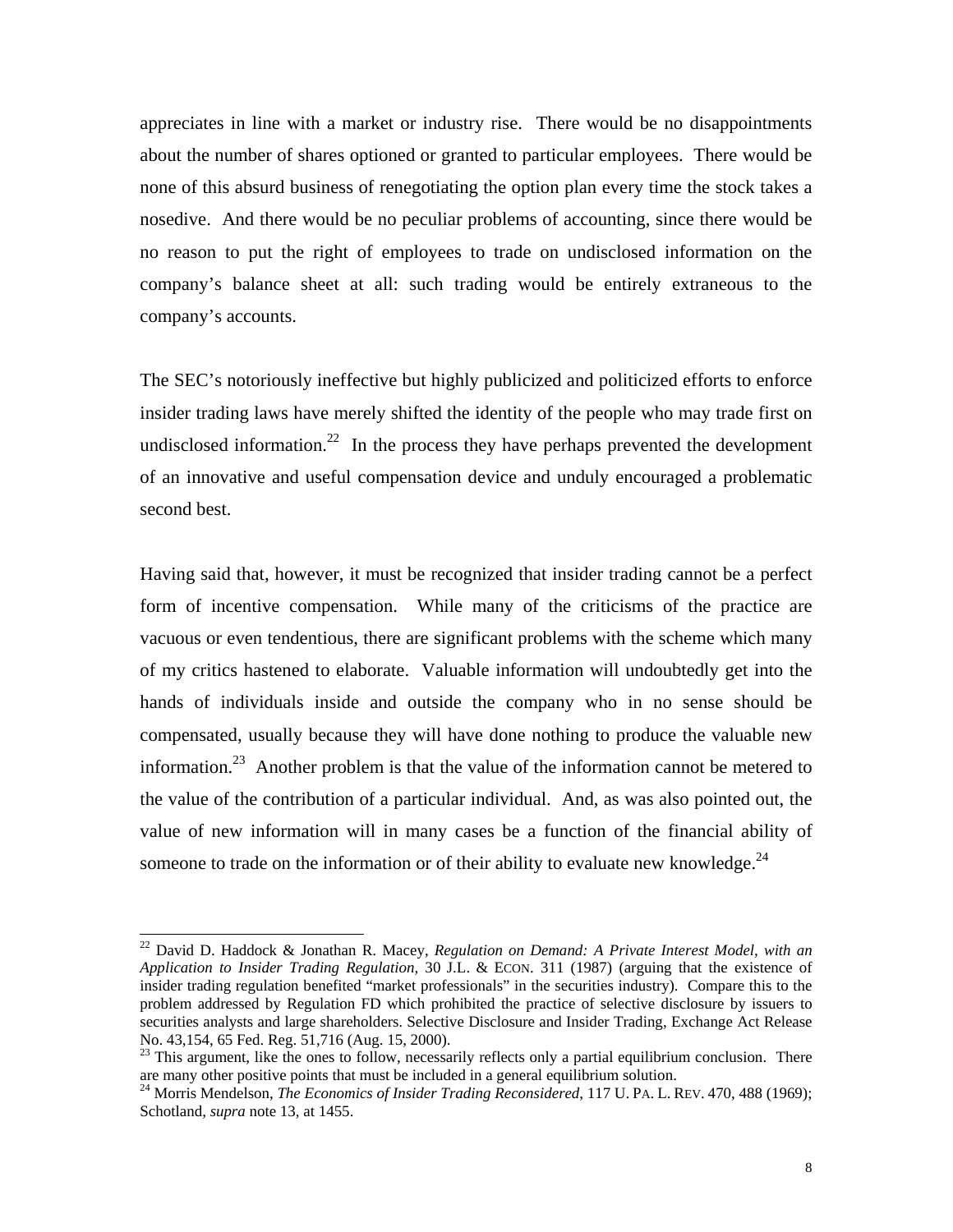appreciates in line with a market or industry rise. There would be no disappointments about the number of shares optioned or granted to particular employees. There would be none of this absurd business of renegotiating the option plan every time the stock takes a nosedive. And there would be no peculiar problems of accounting, since there would be no reason to put the right of employees to trade on undisclosed information on the company's balance sheet at all: such trading would be entirely extraneous to the company's accounts.

The SEC's notoriously ineffective but highly publicized and politicized efforts to enforce insider trading laws have merely shifted the identity of the people who may trade first on undisclosed information.[22] In the process they have perhaps prevented the development of an innovative and useful compensation device and unduly encouraged a problematic second best.

Having said that, however, it must be recognized that insider trading cannot be a perfect form of incentive compensation. While many of the criticisms of the practice are vacuous or even tendentious, there are significant problems with the scheme which many of my critics hastened to elaborate. Valuable information will undoubtedly get into the hands of individuals inside and outside the company who in no sense should be compensated, usually because they will have done nothing to produce the valuable new information.[23] Another problem is that the value of the information cannot be metered to the value of the contribution of a particular individual. And, as was also pointed out, the value of new information will in many cases be a function of the financial ability of someone to trade on the information or of their ability to evaluate new knowledge.[24]

---

[22] David D. Haddock & Jonathan R. Macey, *Regulation on Demand: A Private Interest Model, with an Application to Insider Trading Regulation*, 30 J.L. & ECON. 311 (1987) (arguing that the existence of insider trading regulation benefited "market professionals" in the securities industry). Compare this to the problem addressed by Regulation FD which prohibited the practice of selective disclosure by issuers to securities analysts and large shareholders. Selective Disclosure and Insider Trading, Exchange Act Release No. 43,154, 65 Fed. Reg. 51,716 (Aug. 15, 2000).

[23] This argument, like the ones to follow, necessarily reflects only a partial equilibrium conclusion. There are many other positive points that must be included in a general equilibrium solution.

[24] Morris Mendelson, *The Economics of Insider Trading Reconsidered*, 117 U. PA. L. REV. 470, 488 (1969); Schotland, *supra* note 13, at 1455.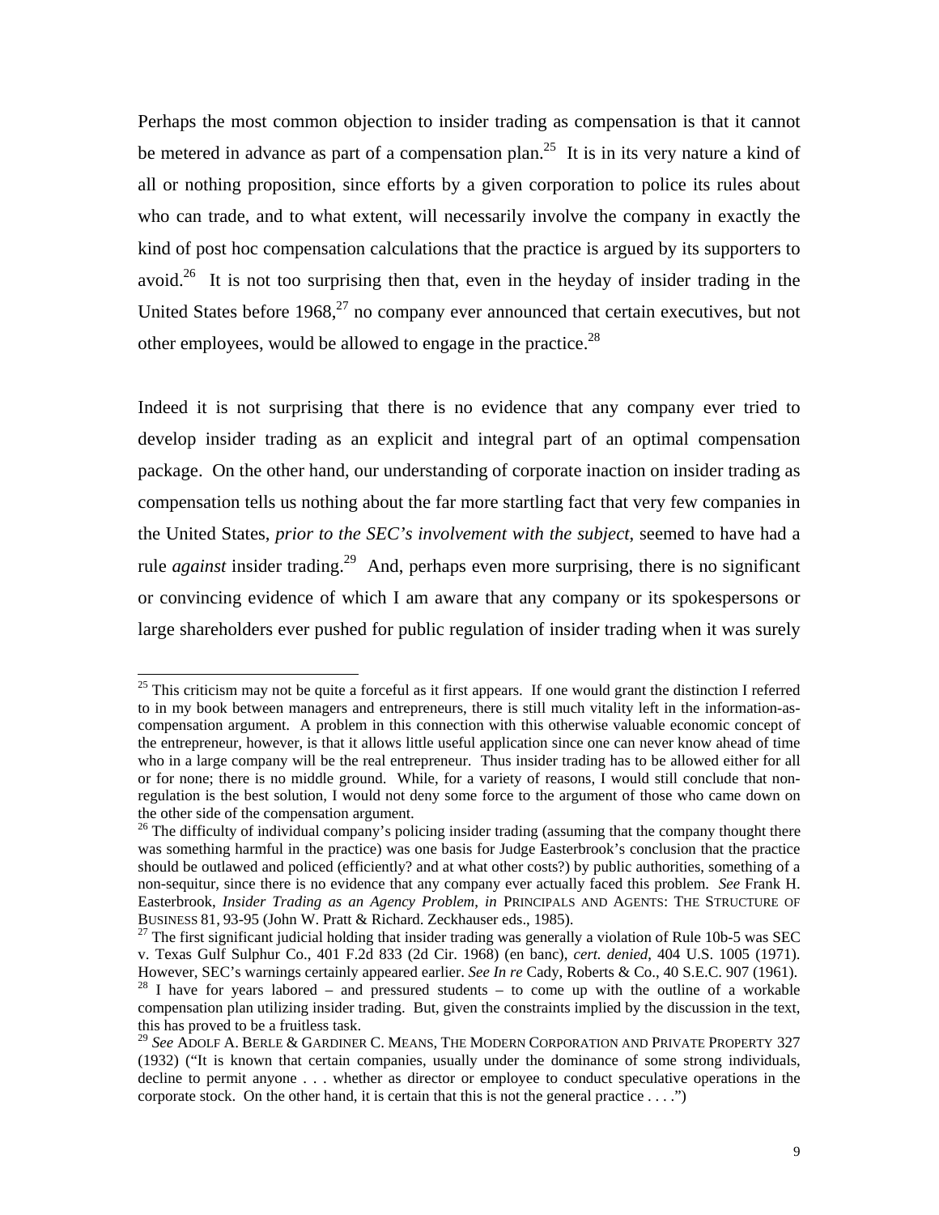Perhaps the most common objection to insider trading as compensation is that it cannot be metered in advance as part of a compensation plan.[25] It is in its very nature a kind of all or nothing proposition, since efforts by a given corporation to police its rules about who can trade, and to what extent, will necessarily involve the company in exactly the kind of post hoc compensation calculations that the practice is argued by its supporters to avoid.[26] It is not too surprising then that, even in the heyday of insider trading in the United States before 1968,[27] no company ever announced that certain executives, but not other employees, would be allowed to engage in the practice.[28]

Indeed it is not surprising that there is no evidence that any company ever tried to develop insider trading as an explicit and integral part of an optimal compensation package. On the other hand, our understanding of corporate inaction on insider trading as compensation tells us nothing about the far more startling fact that very few companies in the United States, *prior to the SEC's involvement with the subject*, seemed to have had a rule *against* insider trading.[29] And, perhaps even more surprising, there is no significant or convincing evidence of which I am aware that any company or its spokespersons or large shareholders ever pushed for public regulation of insider trading when it was surely

---

[25] This criticism may not be quite a forceful as it first appears. If one would grant the distinction I referred to in my book between managers and entrepreneurs, there is still much vitality left in the information-as-compensation argument. A problem in this connection with this otherwise valuable economic concept of the entrepreneur, however, is that it allows little useful application since one can never know ahead of time who in a large company will be the real entrepreneur. Thus insider trading has to be allowed either for all or for none; there is no middle ground. While, for a variety of reasons, I would still conclude that non-regulation is the best solution, I would not deny some force to the argument of those who came down on the other side of the compensation argument.

[26] The difficulty of individual company's policing insider trading (assuming that the company thought there was something harmful in the practice) was one basis for Judge Easterbrook's conclusion that the practice should be outlawed and policed (efficiently? and at what other costs?) by public authorities, something of a non-sequitur, since there is no evidence that any company ever actually faced this problem. *See* Frank H. Easterbrook, *Insider Trading as an Agency Problem*, *in* PRINCIPALS AND AGENTS: THE STRUCTURE OF BUSINESS 81, 93-95 (John W. Pratt & Richard. Zeckhauser eds., 1985).

[27] The first significant judicial holding that insider trading was generally a violation of Rule 10b-5 was SEC v. Texas Gulf Sulphur Co., 401 F.2d 833 (2d Cir. 1968) (en banc), *cert. denied*, 404 U.S. 1005 (1971). However, SEC's warnings certainly appeared earlier. *See In re* Cady, Roberts & Co., 40 S.E.C. 907 (1961).

[28] I have for years labored – and pressured students – to come up with the outline of a workable compensation plan utilizing insider trading. But, given the constraints implied by the discussion in the text, this has proved to be a fruitless task.

[29] *See* ADOLF A. BERLE & GARDINER C. MEANS, THE MODERN CORPORATION AND PRIVATE PROPERTY 327 (1932) ("It is known that certain companies, usually under the dominance of some strong individuals, decline to permit anyone . . . whether as director or employee to conduct speculative operations in the corporate stock. On the other hand, it is certain that this is not the general practice . . . .")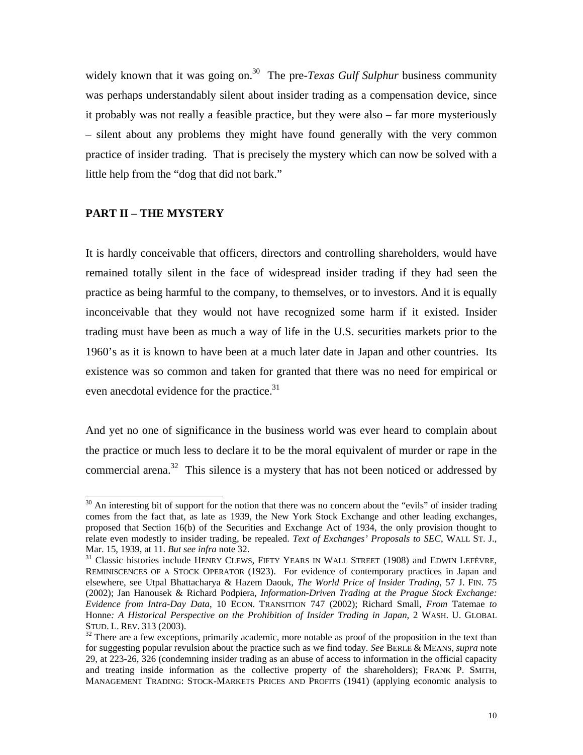widely known that it was going on.[30] The pre-*Texas Gulf Sulphur* business community was perhaps understandably silent about insider trading as a compensation device, since it probably was not really a feasible practice, but they were also – far more mysteriously – silent about any problems they might have found generally with the very common practice of insider trading. That is precisely the mystery which can now be solved with a little help from the "dog that did not bark."

## PART II – THE MYSTERY

It is hardly conceivable that officers, directors and controlling shareholders, would have remained totally silent in the face of widespread insider trading if they had seen the practice as being harmful to the company, to themselves, or to investors. And it is equally inconceivable that they would not have recognized some harm if it existed. Insider trading must have been as much a way of life in the U.S. securities markets prior to the 1960's as it is known to have been at a much later date in Japan and other countries. Its existence was so common and taken for granted that there was no need for empirical or even anecdotal evidence for the practice.[31]

And yet no one of significance in the business world was ever heard to complain about the practice or much less to declare it to be the moral equivalent of murder or rape in the commercial arena.[32] This silence is a mystery that has not been noticed or addressed by

---

[30] An interesting bit of support for the notion that there was no concern about the "evils" of insider trading comes from the fact that, as late as 1939, the New York Stock Exchange and other leading exchanges, proposed that Section 16(b) of the Securities and Exchange Act of 1934, the only provision thought to relate even modestly to insider trading, be repealed. *Text of Exchanges' Proposals to SEC*, WALL ST. J., Mar. 15, 1939, at 11. *But see infra* note 32.

[31] Classic histories include HENRY CLEWS, FIFTY YEARS IN WALL STREET (1908) and EDWIN LEFÈVRE, REMINISCENCES OF A STOCK OPERATOR (1923). For evidence of contemporary practices in Japan and elsewhere, see Utpal Bhattacharya & Hazem Daouk, *The World Price of Insider Trading*, 57 J. FIN. 75 (2002); Jan Hanousek & Richard Podpiera, *Information-Driven Trading at the Prague Stock Exchange: Evidence from Intra-Day Data*, 10 ECON. TRANSITION 747 (2002); Richard Small, *From* Tatemae *to* Honne*: A Historical Perspective on the Prohibition of Insider Trading in Japan*, 2 WASH. U. GLOBAL STUD. L. REV. 313 (2003).

[32] There are a few exceptions, primarily academic, more notable as proof of the proposition in the text than for suggesting popular revulsion about the practice such as we find today. *See* BERLE & MEANS, *supra* note 29, at 223-26, 326 (condemning insider trading as an abuse of access to information in the official capacity and treating inside information as the collective property of the shareholders); FRANK P. SMITH, MANAGEMENT TRADING: STOCK-MARKETS PRICES AND PROFITS (1941) (applying economic analysis to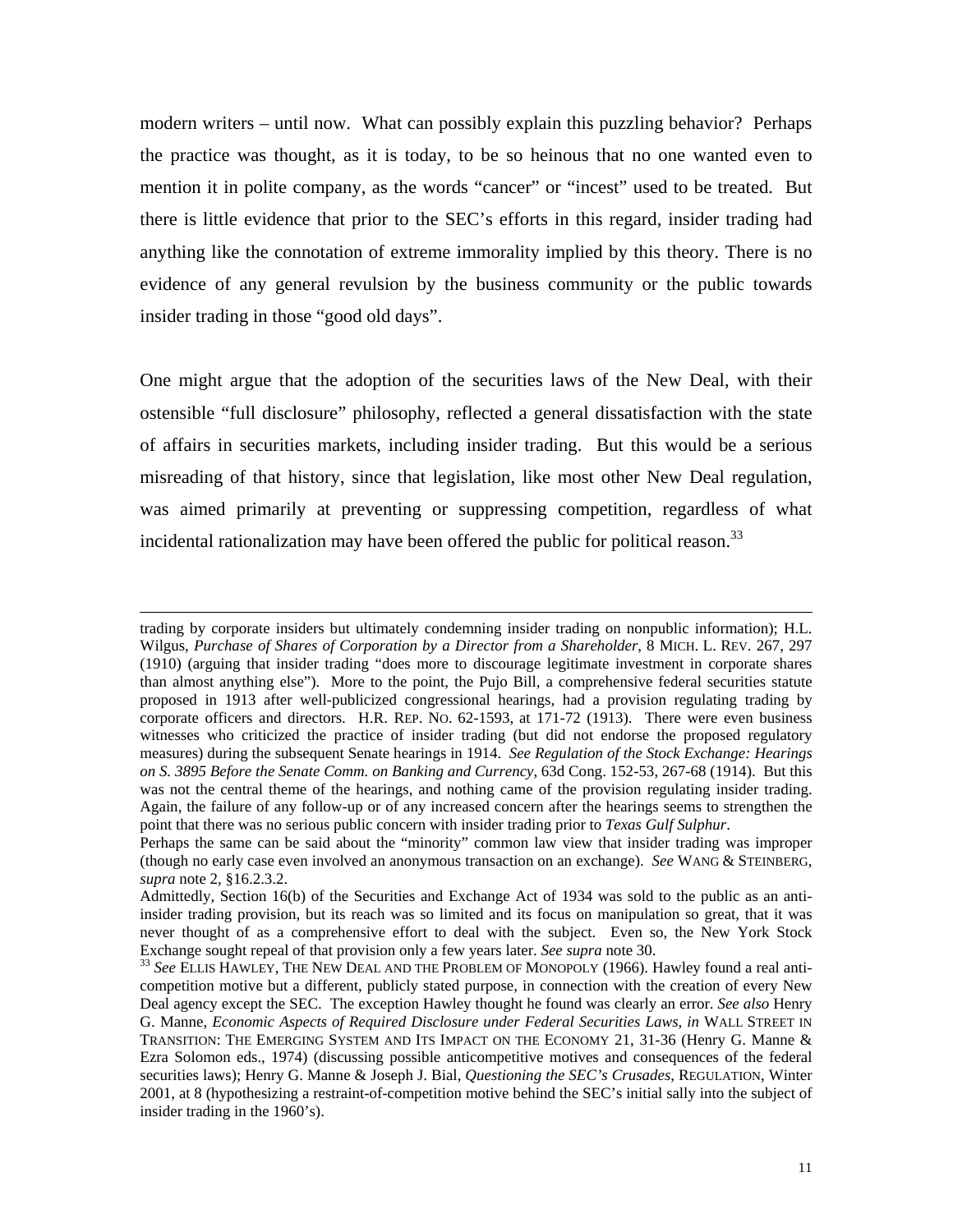modern writers – until now. What can possibly explain this puzzling behavior? Perhaps the practice was thought, as it is today, to be so heinous that no one wanted even to mention it in polite company, as the words "cancer" or "incest" used to be treated. But there is little evidence that prior to the SEC's efforts in this regard, insider trading had anything like the connotation of extreme immorality implied by this theory. There is no evidence of any general revulsion by the business community or the public towards insider trading in those "good old days".

One might argue that the adoption of the securities laws of the New Deal, with their ostensible "full disclosure" philosophy, reflected a general dissatisfaction with the state of affairs in securities markets, including insider trading. But this would be a serious misreading of that history, since that legislation, like most other New Deal regulation, was aimed primarily at preventing or suppressing competition, regardless of what incidental rationalization may have been offered the public for political reason.[33]

---

trading by corporate insiders but ultimately condemning insider trading on nonpublic information); H.L. Wilgus, *Purchase of Shares of Corporation by a Director from a Shareholder*, 8 MICH. L. REV. 267, 297 (1910) (arguing that insider trading "does more to discourage legitimate investment in corporate shares than almost anything else"). More to the point, the Pujo Bill, a comprehensive federal securities statute proposed in 1913 after well-publicized congressional hearings, had a provision regulating trading by corporate officers and directors. H.R. REP. NO. 62-1593, at 171-72 (1913). There were even business witnesses who criticized the practice of insider trading (but did not endorse the proposed regulatory measures) during the subsequent Senate hearings in 1914. *See Regulation of the Stock Exchange: Hearings on S. 3895 Before the Senate Comm. on Banking and Currency*, 63d Cong. 152-53, 267-68 (1914). But this was not the central theme of the hearings, and nothing came of the provision regulating insider trading. Again, the failure of any follow-up or of any increased concern after the hearings seems to strengthen the point that there was no serious public concern with insider trading prior to *Texas Gulf Sulphur*.

Perhaps the same can be said about the "minority" common law view that insider trading was improper (though no early case even involved an anonymous transaction on an exchange). *See* WANG & STEINBERG, *supra* note 2, §16.2.3.2.

Admittedly, Section 16(b) of the Securities and Exchange Act of 1934 was sold to the public as an anti-insider trading provision, but its reach was so limited and its focus on manipulation so great, that it was never thought of as a comprehensive effort to deal with the subject. Even so, the New York Stock Exchange sought repeal of that provision only a few years later. *See supra* note 30.

[33] *See* ELLIS HAWLEY, THE NEW DEAL AND THE PROBLEM OF MONOPOLY (1966). Hawley found a real anti-competition motive but a different, publicly stated purpose, in connection with the creation of every New Deal agency except the SEC. The exception Hawley thought he found was clearly an error. *See also* Henry G. Manne, *Economic Aspects of Required Disclosure under Federal Securities Laws*, *in* WALL STREET IN TRANSITION: THE EMERGING SYSTEM AND ITS IMPACT ON THE ECONOMY 21, 31-36 (Henry G. Manne & Ezra Solomon eds., 1974) (discussing possible anticompetitive motives and consequences of the federal securities laws); Henry G. Manne & Joseph J. Bial, *Questioning the SEC's Crusades*, REGULATION, Winter 2001, at 8 (hypothesizing a restraint-of-competition motive behind the SEC's initial sally into the subject of insider trading in the 1960's).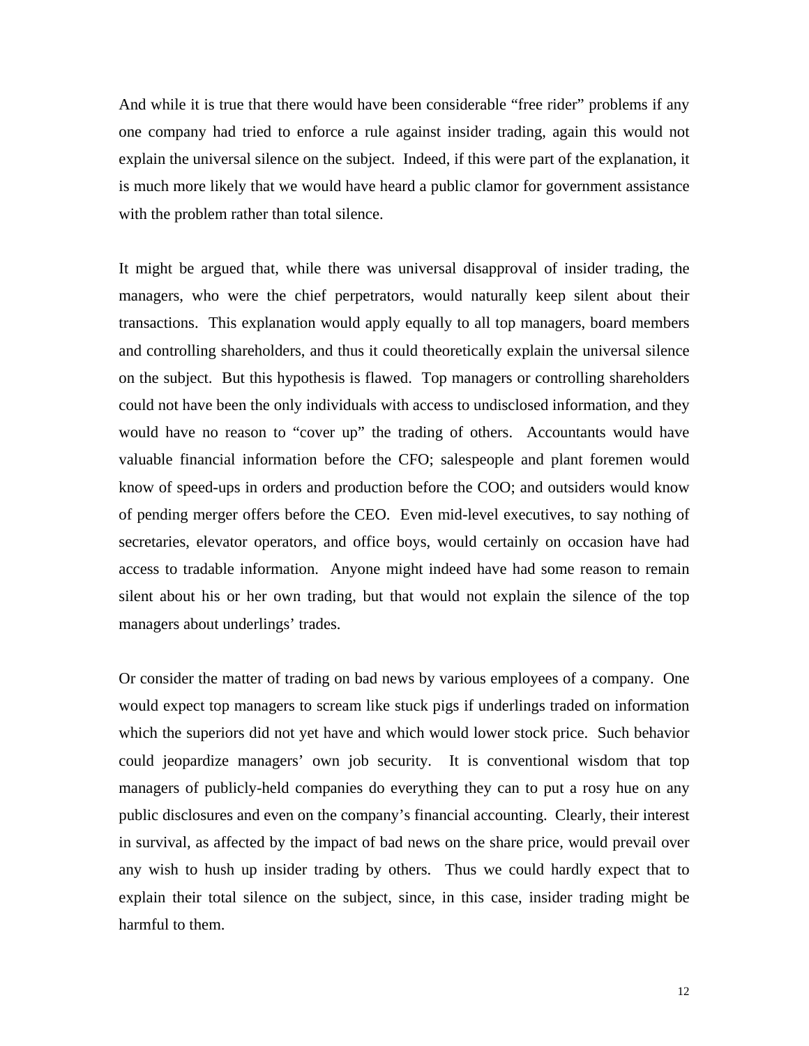And while it is true that there would have been considerable "free rider" problems if any one company had tried to enforce a rule against insider trading, again this would not explain the universal silence on the subject. Indeed, if this were part of the explanation, it is much more likely that we would have heard a public clamor for government assistance with the problem rather than total silence.

It might be argued that, while there was universal disapproval of insider trading, the managers, who were the chief perpetrators, would naturally keep silent about their transactions. This explanation would apply equally to all top managers, board members and controlling shareholders, and thus it could theoretically explain the universal silence on the subject. But this hypothesis is flawed. Top managers or controlling shareholders could not have been the only individuals with access to undisclosed information, and they would have no reason to "cover up" the trading of others. Accountants would have valuable financial information before the CFO; salespeople and plant foremen would know of speed-ups in orders and production before the COO; and outsiders would know of pending merger offers before the CEO. Even mid-level executives, to say nothing of secretaries, elevator operators, and office boys, would certainly on occasion have had access to tradable information. Anyone might indeed have had some reason to remain silent about his or her own trading, but that would not explain the silence of the top managers about underlings' trades.

Or consider the matter of trading on bad news by various employees of a company. One would expect top managers to scream like stuck pigs if underlings traded on information which the superiors did not yet have and which would lower stock price. Such behavior could jeopardize managers' own job security. It is conventional wisdom that top managers of publicly-held companies do everything they can to put a rosy hue on any public disclosures and even on the company's financial accounting. Clearly, their interest in survival, as affected by the impact of bad news on the share price, would prevail over any wish to hush up insider trading by others. Thus we could hardly expect that to explain their total silence on the subject, since, in this case, insider trading might be harmful to them.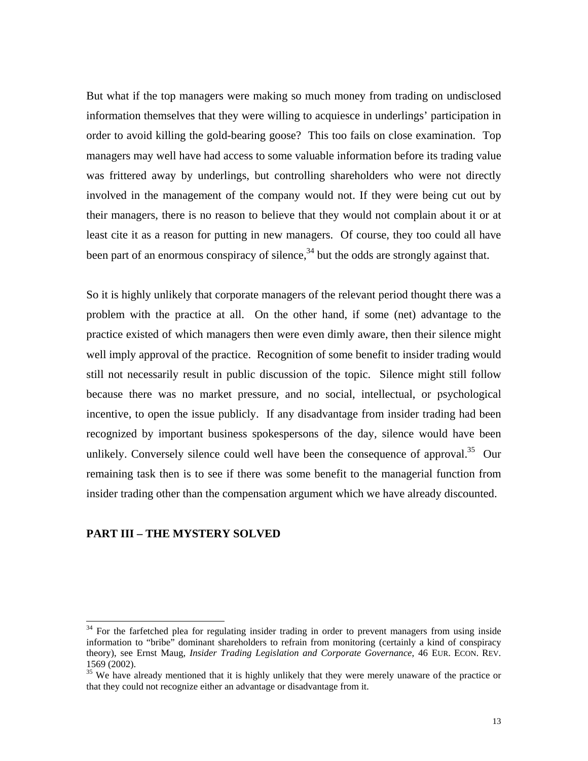But what if the top managers were making so much money from trading on undisclosed information themselves that they were willing to acquiesce in underlings' participation in order to avoid killing the gold-bearing goose? This too fails on close examination. Top managers may well have had access to some valuable information before its trading value was frittered away by underlings, but controlling shareholders who were not directly involved in the management of the company would not. If they were being cut out by their managers, there is no reason to believe that they would not complain about it or at least cite it as a reason for putting in new managers. Of course, they too could all have been part of an enormous conspiracy of silence,[34] but the odds are strongly against that.

So it is highly unlikely that corporate managers of the relevant period thought there was a problem with the practice at all. On the other hand, if some (net) advantage to the practice existed of which managers then were even dimly aware, then their silence might well imply approval of the practice. Recognition of some benefit to insider trading would still not necessarily result in public discussion of the topic. Silence might still follow because there was no market pressure, and no social, intellectual, or psychological incentive, to open the issue publicly. If any disadvantage from insider trading had been recognized by important business spokespersons of the day, silence would have been unlikely. Conversely silence could well have been the consequence of approval.[35] Our remaining task then is to see if there was some benefit to the managerial function from insider trading other than the compensation argument which we have already discounted.

## PART III – THE MYSTERY SOLVED

[34] For the farfetched plea for regulating insider trading in order to prevent managers from using inside information to "bribe" dominant shareholders to refrain from monitoring (certainly a kind of conspiracy theory), see Ernst Maug, *Insider Trading Legislation and Corporate Governance*, 46 EUR. ECON. REV. 1569 (2002).

[35] We have already mentioned that it is highly unlikely that they were merely unaware of the practice or that they could not recognize either an advantage or disadvantage from it.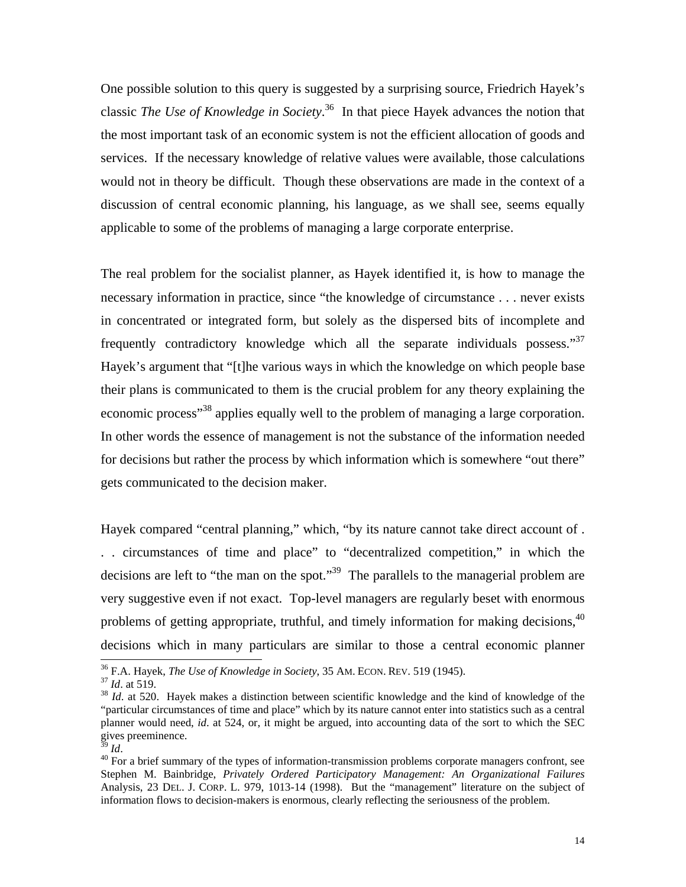One possible solution to this query is suggested by a surprising source, Friedrich Hayek's classic *The Use of Knowledge in Society*.[36] In that piece Hayek advances the notion that the most important task of an economic system is not the efficient allocation of goods and services. If the necessary knowledge of relative values were available, those calculations would not in theory be difficult. Though these observations are made in the context of a discussion of central economic planning, his language, as we shall see, seems equally applicable to some of the problems of managing a large corporate enterprise.

The real problem for the socialist planner, as Hayek identified it, is how to manage the necessary information in practice, since "the knowledge of circumstance . . . never exists in concentrated or integrated form, but solely as the dispersed bits of incomplete and frequently contradictory knowledge which all the separate individuals possess."[37] Hayek's argument that "[t]he various ways in which the knowledge on which people base their plans is communicated to them is the crucial problem for any theory explaining the economic process"[38] applies equally well to the problem of managing a large corporation. In other words the essence of management is not the substance of the information needed for decisions but rather the process by which information which is somewhere "out there" gets communicated to the decision maker.

Hayek compared "central planning," which, "by its nature cannot take direct account of . . . circumstances of time and place" to "decentralized competition," in which the decisions are left to "the man on the spot."[39] The parallels to the managerial problem are very suggestive even if not exact. Top-level managers are regularly beset with enormous problems of getting appropriate, truthful, and timely information for making decisions,[40] decisions which in many particulars are similar to those a central economic planner

---

[36] F.A. Hayek, *The Use of Knowledge in Society*, 35 AM. ECON. REV. 519 (1945).

[37] *Id*. at 519.

[38] *Id*. at 520. Hayek makes a distinction between scientific knowledge and the kind of knowledge of the "particular circumstances of time and place" which by its nature cannot enter into statistics such as a central planner would need, *id*. at 524, or, it might be argued, into accounting data of the sort to which the SEC gives preeminence.

[39] *Id*.

[40] For a brief summary of the types of information-transmission problems corporate managers confront, see Stephen M. Bainbridge, *Privately Ordered Participatory Management: An Organizational Failures* Analysis, 23 DEL. J. CORP. L. 979, 1013-14 (1998). But the "management" literature on the subject of information flows to decision-makers is enormous, clearly reflecting the seriousness of the problem.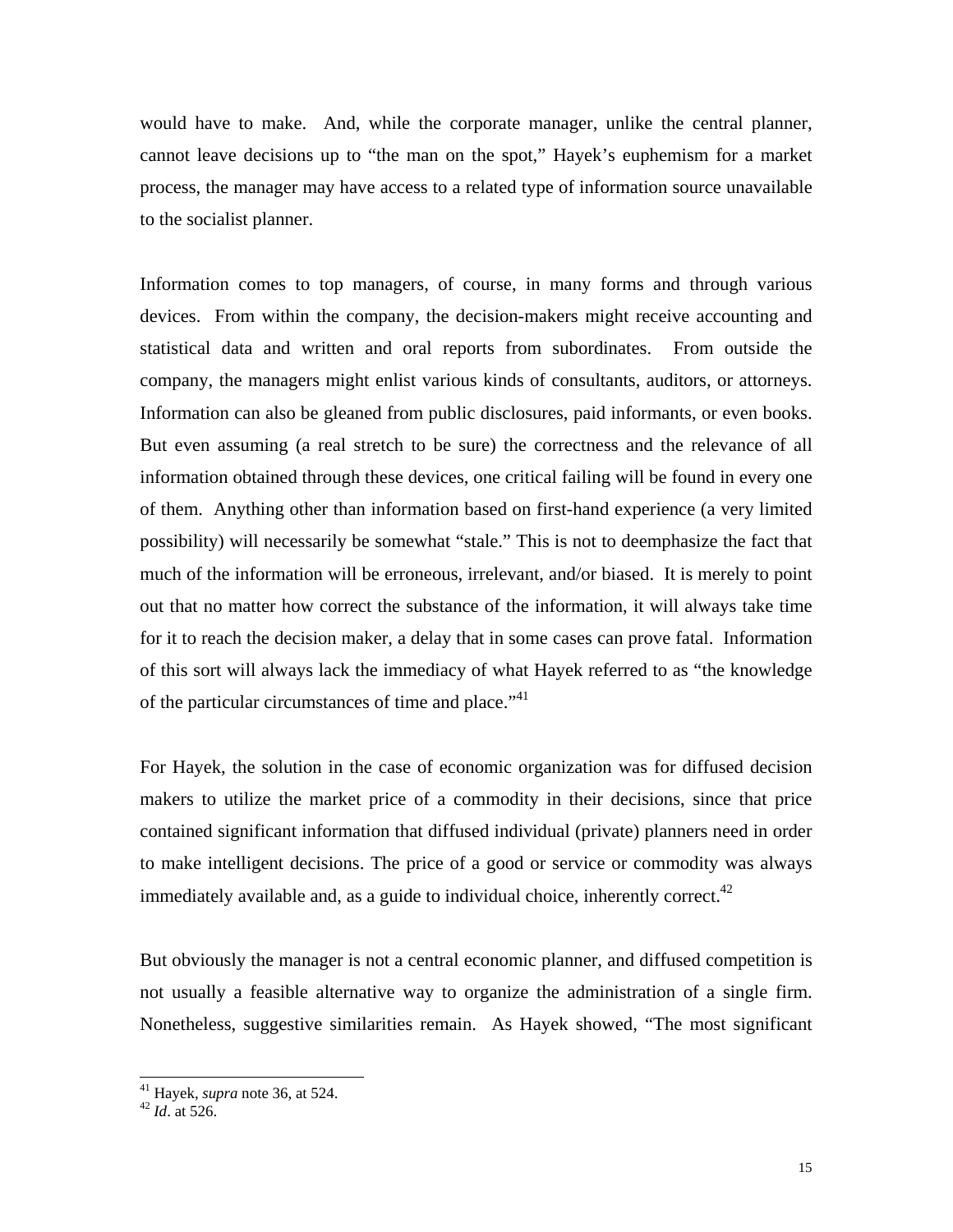would have to make. And, while the corporate manager, unlike the central planner, cannot leave decisions up to "the man on the spot," Hayek's euphemism for a market process, the manager may have access to a related type of information source unavailable to the socialist planner.

Information comes to top managers, of course, in many forms and through various devices. From within the company, the decision-makers might receive accounting and statistical data and written and oral reports from subordinates. From outside the company, the managers might enlist various kinds of consultants, auditors, or attorneys. Information can also be gleaned from public disclosures, paid informants, or even books. But even assuming (a real stretch to be sure) the correctness and the relevance of all information obtained through these devices, one critical failing will be found in every one of them. Anything other than information based on first-hand experience (a very limited possibility) will necessarily be somewhat "stale." This is not to deemphasize the fact that much of the information will be erroneous, irrelevant, and/or biased. It is merely to point out that no matter how correct the substance of the information, it will always take time for it to reach the decision maker, a delay that in some cases can prove fatal. Information of this sort will always lack the immediacy of what Hayek referred to as "the knowledge of the particular circumstances of time and place."[41]

For Hayek, the solution in the case of economic organization was for diffused decision makers to utilize the market price of a commodity in their decisions, since that price contained significant information that diffused individual (private) planners need in order to make intelligent decisions. The price of a good or service or commodity was always immediately available and, as a guide to individual choice, inherently correct.[42]

But obviously the manager is not a central economic planner, and diffused competition is not usually a feasible alternative way to organize the administration of a single firm. Nonetheless, suggestive similarities remain. As Hayek showed, "The most significant

---

[41] Hayek, *supra* note 36, at 524.
[42] *Id*. at 526.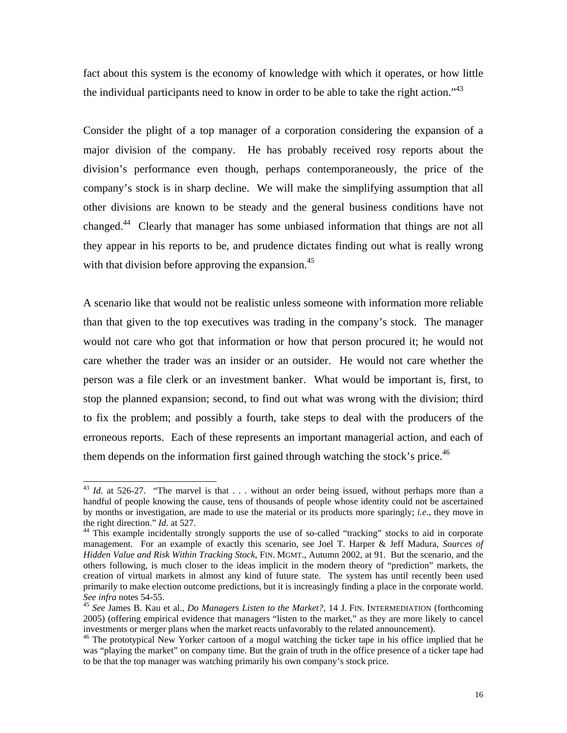fact about this system is the economy of knowledge with which it operates, or how little the individual participants need to know in order to be able to take the right action."[43]

Consider the plight of a top manager of a corporation considering the expansion of a major division of the company. He has probably received rosy reports about the division's performance even though, perhaps contemporaneously, the price of the company's stock is in sharp decline. We will make the simplifying assumption that all other divisions are known to be steady and the general business conditions have not changed.[44] Clearly that manager has some unbiased information that things are not all they appear in his reports to be, and prudence dictates finding out what is really wrong with that division before approving the expansion.[45]

A scenario like that would not be realistic unless someone with information more reliable than that given to the top executives was trading in the company's stock. The manager would not care who got that information or how that person procured it; he would not care whether the trader was an insider or an outsider. He would not care whether the person was a file clerk or an investment banker. What would be important is, first, to stop the planned expansion; second, to find out what was wrong with the division; third to fix the problem; and possibly a fourth, take steps to deal with the producers of the erroneous reports. Each of these represents an important managerial action, and each of them depends on the information first gained through watching the stock's price.[46]

---

[43] *Id*. at 526-27. "The marvel is that . . . without an order being issued, without perhaps more than a handful of people knowing the cause, tens of thousands of people whose identity could not be ascertained by months or investigation, are made to use the material or its products more sparingly; *i.e.*, they move in the right direction." *Id*. at 527.

[44] This example incidentally strongly supports the use of so-called "tracking" stocks to aid in corporate management. For an example of exactly this scenario, see Joel T. Harper & Jeff Madura, *Sources of Hidden Value and Risk Within Tracking Stock*, FIN. MGMT., Autumn 2002, at 91. But the scenario, and the others following, is much closer to the ideas implicit in the modern theory of "prediction" markets, the creation of virtual markets in almost any kind of future state. The system has until recently been used primarily to make election outcome predictions, but it is increasingly finding a place in the corporate world. *See infra* notes 54-55.

[45] *See* James B. Kau et al., *Do Managers Listen to the Market?*, 14 J. FIN. INTERMEDIATION (forthcoming 2005) (offering empirical evidence that managers "listen to the market," as they are more likely to cancel investments or merger plans when the market reacts unfavorably to the related announcement).

[46] The prototypical New Yorker cartoon of a mogul watching the ticker tape in his office implied that he was "playing the market" on company time. But the grain of truth in the office presence of a ticker tape had to be that the top manager was watching primarily his own company's stock price.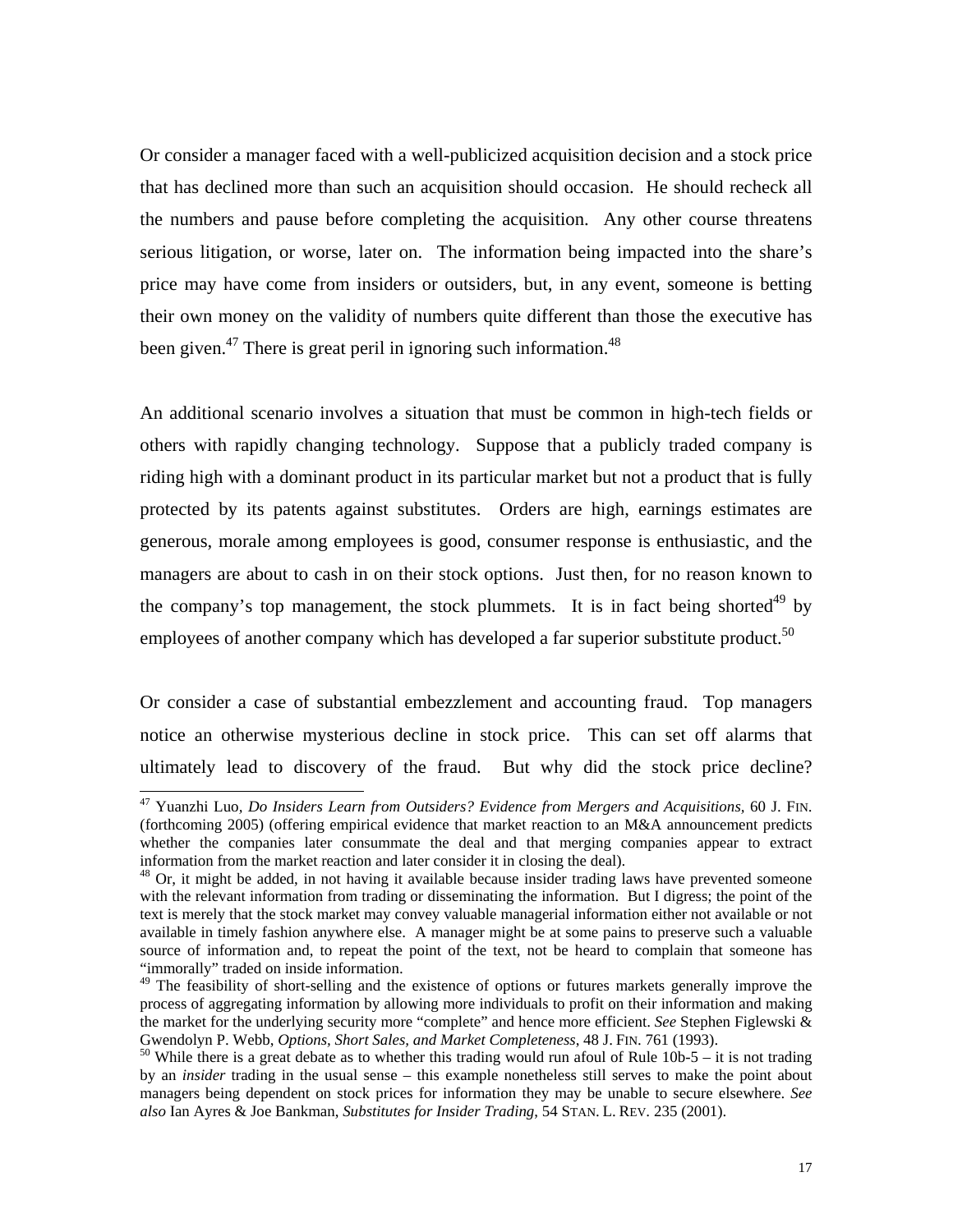Or consider a manager faced with a well-publicized acquisition decision and a stock price that has declined more than such an acquisition should occasion. He should recheck all the numbers and pause before completing the acquisition. Any other course threatens serious litigation, or worse, later on. The information being impacted into the share's price may have come from insiders or outsiders, but, in any event, someone is betting their own money on the validity of numbers quite different than those the executive has been given.[47] There is great peril in ignoring such information.[48]

An additional scenario involves a situation that must be common in high-tech fields or others with rapidly changing technology. Suppose that a publicly traded company is riding high with a dominant product in its particular market but not a product that is fully protected by its patents against substitutes. Orders are high, earnings estimates are generous, morale among employees is good, consumer response is enthusiastic, and the managers are about to cash in on their stock options. Just then, for no reason known to the company's top management, the stock plummets. It is in fact being shorted[49] by employees of another company which has developed a far superior substitute product.[50]

Or consider a case of substantial embezzlement and accounting fraud. Top managers notice an otherwise mysterious decline in stock price. This can set off alarms that ultimately lead to discovery of the fraud. But why did the stock price decline?

---

[47] Yuanzhi Luo, *Do Insiders Learn from Outsiders? Evidence from Mergers and Acquisitions,* 60 J. FIN. (forthcoming 2005) (offering empirical evidence that market reaction to an M&A announcement predicts whether the companies later consummate the deal and that merging companies appear to extract information from the market reaction and later consider it in closing the deal).

[48] Or, it might be added, in not having it available because insider trading laws have prevented someone with the relevant information from trading or disseminating the information. But I digress; the point of the text is merely that the stock market may convey valuable managerial information either not available or not available in timely fashion anywhere else. A manager might be at some pains to preserve such a valuable source of information and, to repeat the point of the text, not be heard to complain that someone has "immorally" traded on inside information.

[49] The feasibility of short-selling and the existence of options or futures markets generally improve the process of aggregating information by allowing more individuals to profit on their information and making the market for the underlying security more "complete" and hence more efficient. *See* Stephen Figlewski & Gwendolyn P. Webb, *Options, Short Sales, and Market Completeness*, 48 J. FIN. 761 (1993).

[50] While there is a great debate as to whether this trading would run afoul of Rule 10b-5 – it is not trading by an *insider* trading in the usual sense – this example nonetheless still serves to make the point about managers being dependent on stock prices for information they may be unable to secure elsewhere. *See also* Ian Ayres & Joe Bankman, *Substitutes for Insider Trading*, 54 STAN. L. REV. 235 (2001).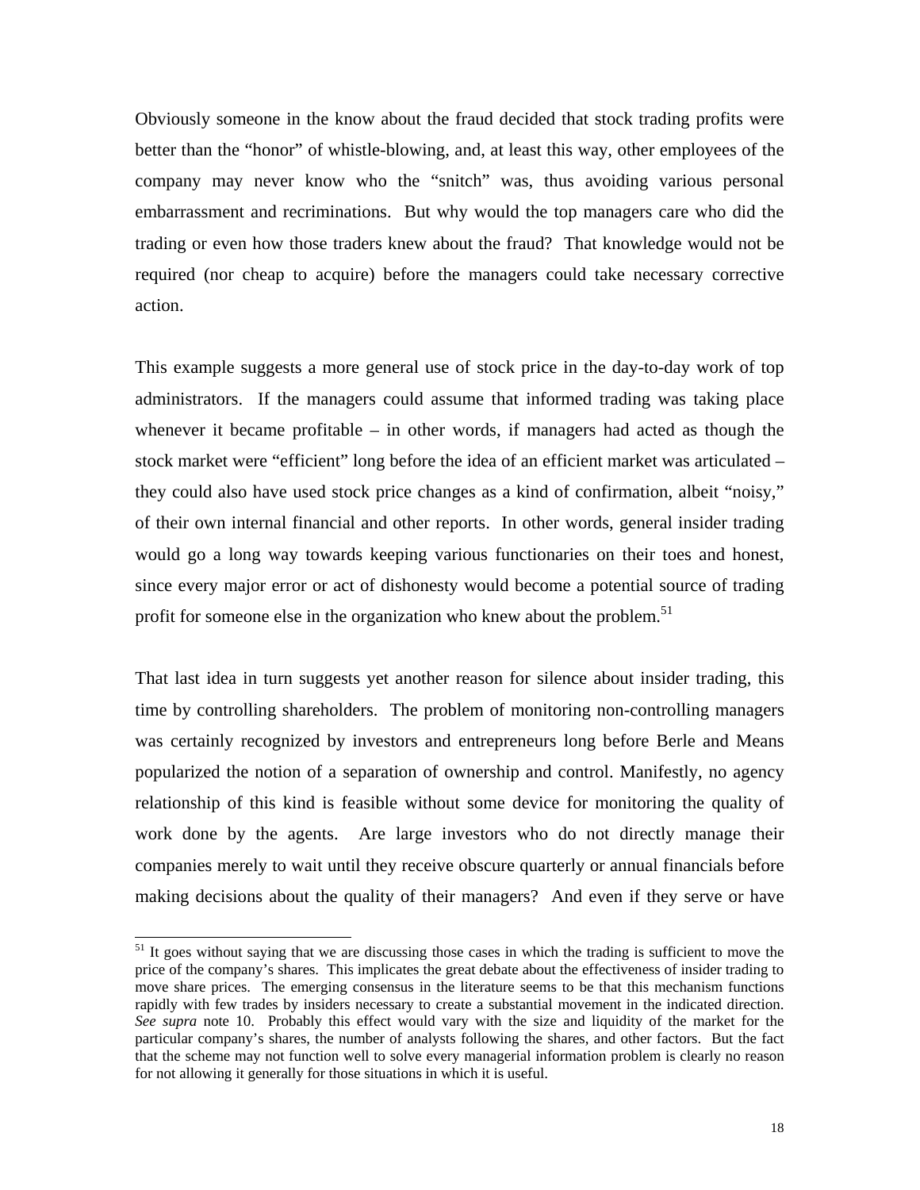Obviously someone in the know about the fraud decided that stock trading profits were better than the "honor" of whistle-blowing, and, at least this way, other employees of the company may never know who the "snitch" was, thus avoiding various personal embarrassment and recriminations. But why would the top managers care who did the trading or even how those traders knew about the fraud? That knowledge would not be required (nor cheap to acquire) before the managers could take necessary corrective action.

This example suggests a more general use of stock price in the day-to-day work of top administrators. If the managers could assume that informed trading was taking place whenever it became profitable – in other words, if managers had acted as though the stock market were "efficient" long before the idea of an efficient market was articulated – they could also have used stock price changes as a kind of confirmation, albeit "noisy," of their own internal financial and other reports. In other words, general insider trading would go a long way towards keeping various functionaries on their toes and honest, since every major error or act of dishonesty would become a potential source of trading profit for someone else in the organization who knew about the problem.[51]

That last idea in turn suggests yet another reason for silence about insider trading, this time by controlling shareholders. The problem of monitoring non-controlling managers was certainly recognized by investors and entrepreneurs long before Berle and Means popularized the notion of a separation of ownership and control. Manifestly, no agency relationship of this kind is feasible without some device for monitoring the quality of work done by the agents. Are large investors who do not directly manage their companies merely to wait until they receive obscure quarterly or annual financials before making decisions about the quality of their managers? And even if they serve or have

---

[51] It goes without saying that we are discussing those cases in which the trading is sufficient to move the price of the company's shares. This implicates the great debate about the effectiveness of insider trading to move share prices. The emerging consensus in the literature seems to be that this mechanism functions rapidly with few trades by insiders necessary to create a substantial movement in the indicated direction. *See supra* note 10. Probably this effect would vary with the size and liquidity of the market for the particular company's shares, the number of analysts following the shares, and other factors. But the fact that the scheme may not function well to solve every managerial information problem is clearly no reason for not allowing it generally for those situations in which it is useful.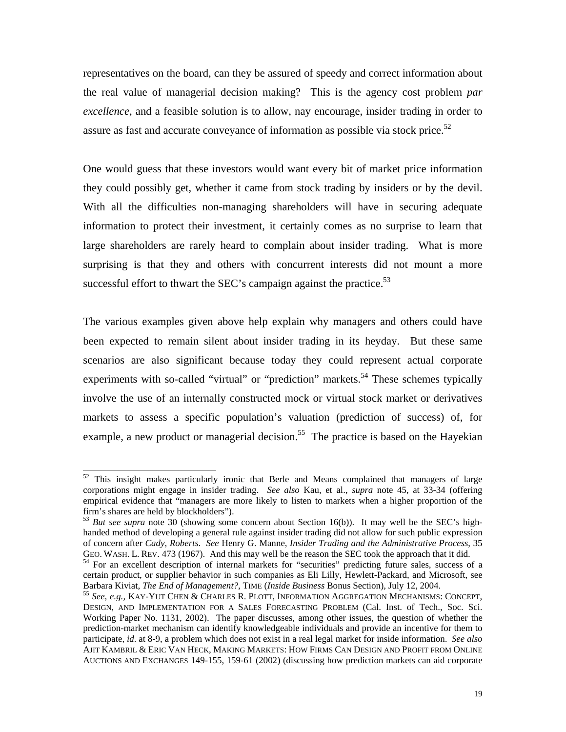representatives on the board, can they be assured of speedy and correct information about the real value of managerial decision making? This is the agency cost problem *par excellence*, and a feasible solution is to allow, nay encourage, insider trading in order to assure as fast and accurate conveyance of information as possible via stock price.[52]

One would guess that these investors would want every bit of market price information they could possibly get, whether it came from stock trading by insiders or by the devil. With all the difficulties non-managing shareholders will have in securing adequate information to protect their investment, it certainly comes as no surprise to learn that large shareholders are rarely heard to complain about insider trading. What is more surprising is that they and others with concurrent interests did not mount a more successful effort to thwart the SEC's campaign against the practice.[53]

The various examples given above help explain why managers and others could have been expected to remain silent about insider trading in its heyday. But these same scenarios are also significant because today they could represent actual corporate experiments with so-called "virtual" or "prediction" markets.[54] These schemes typically involve the use of an internally constructed mock or virtual stock market or derivatives markets to assess a specific population's valuation (prediction of success) of, for example, a new product or managerial decision.[55] The practice is based on the Hayekian

---

[52] This insight makes particularly ironic that Berle and Means complained that managers of large corporations might engage in insider trading. *See also* Kau, et al., *supra* note 45, at 33-34 (offering empirical evidence that "managers are more likely to listen to markets when a higher proportion of the firm's shares are held by blockholders").

[53] *But see supra* note 30 (showing some concern about Section 16(b)). It may well be the SEC's high-handed method of developing a general rule against insider trading did not allow for such public expression of concern after *Cady, Roberts*. *See* Henry G. Manne, *Insider Trading and the Administrative Process*, 35 GEO. WASH. L. REV. 473 (1967). And this may well be the reason the SEC took the approach that it did.

[54] For an excellent description of internal markets for "securities" predicting future sales, success of a certain product, or supplier behavior in such companies as Eli Lilly, Hewlett-Packard, and Microsoft, see Barbara Kiviat, *The End of Management?*, TIME (*Inside Business* Bonus Section), July 12, 2004.

[55] *See, e.g.*, KAY-YUT CHEN & CHARLES R. PLOTT, INFORMATION AGGREGATION MECHANISMS: CONCEPT, DESIGN, AND IMPLEMENTATION FOR A SALES FORECASTING PROBLEM (Cal. Inst. of Tech., Soc. Sci. Working Paper No. 1131, 2002). The paper discusses, among other issues, the question of whether the prediction-market mechanism can identify knowledgeable individuals and provide an incentive for them to participate, *id*. at 8-9, a problem which does not exist in a real legal market for inside information. *See also* AJIT KAMBRIL & ERIC VAN HECK, MAKING MARKETS: HOW FIRMS CAN DESIGN AND PROFIT FROM ONLINE AUCTIONS AND EXCHANGES 149-155, 159-61 (2002) (discussing how prediction markets can aid corporate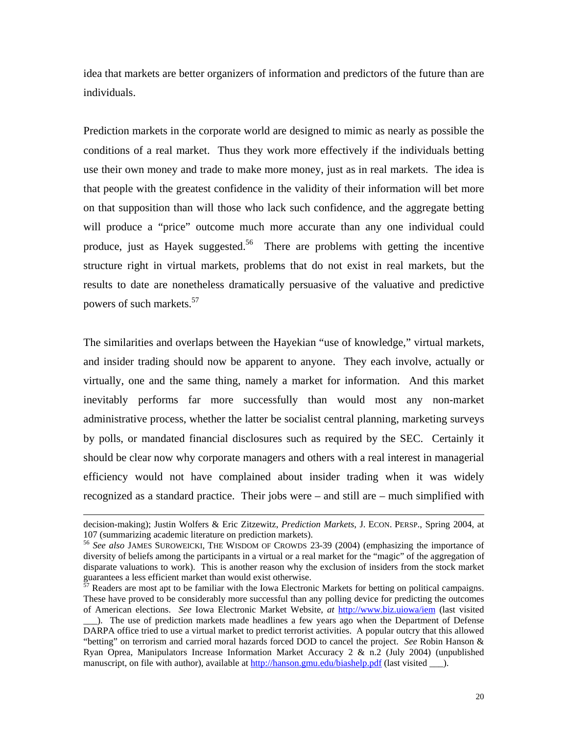idea that markets are better organizers of information and predictors of the future than are individuals.

Prediction markets in the corporate world are designed to mimic as nearly as possible the conditions of a real market. Thus they work more effectively if the individuals betting use their own money and trade to make more money, just as in real markets. The idea is that people with the greatest confidence in the validity of their information will bet more on that supposition than will those who lack such confidence, and the aggregate betting will produce a "price" outcome much more accurate than any one individual could produce, just as Hayek suggested.[56] There are problems with getting the incentive structure right in virtual markets, problems that do not exist in real markets, but the results to date are nonetheless dramatically persuasive of the valuative and predictive powers of such markets.[57]

The similarities and overlaps between the Hayekian "use of knowledge," virtual markets, and insider trading should now be apparent to anyone. They each involve, actually or virtually, one and the same thing, namely a market for information. And this market inevitably performs far more successfully than would most any non-market administrative process, whether the latter be socialist central planning, marketing surveys by polls, or mandated financial disclosures such as required by the SEC. Certainly it should be clear now why corporate managers and others with a real interest in managerial efficiency would not have complained about insider trading when it was widely recognized as a standard practice. Their jobs were – and still are – much simplified with

---

decision-making); Justin Wolfers & Eric Zitzewitz, *Prediction Markets*, J. ECON. PERSP., Spring 2004, at 107 (summarizing academic literature on prediction markets).

[56] *See also* JAMES SUROWEICKI, THE WISDOM OF CROWDS 23-39 (2004) (emphasizing the importance of diversity of beliefs among the participants in a virtual or a real market for the "magic" of the aggregation of disparate valuations to work). This is another reason why the exclusion of insiders from the stock market guarantees a less efficient market than would exist otherwise.

[57] Readers are most apt to be familiar with the Iowa Electronic Markets for betting on political campaigns. These have proved to be considerably more successful than any polling device for predicting the outcomes of American elections. *See* Iowa Electronic Market Website, *at* http://www.biz.uiowa/iem (last visited ___). The use of prediction markets made headlines a few years ago when the Department of Defense DARPA office tried to use a virtual market to predict terrorist activities. A popular outcry that this allowed "betting" on terrorism and carried moral hazards forced DOD to cancel the project. *See* Robin Hanson & Ryan Oprea, Manipulators Increase Information Market Accuracy 2 & n.2 (July 2004) (unpublished manuscript, on file with author), available at http://hanson.gmu.edu/biashelp.pdf (last visited ___).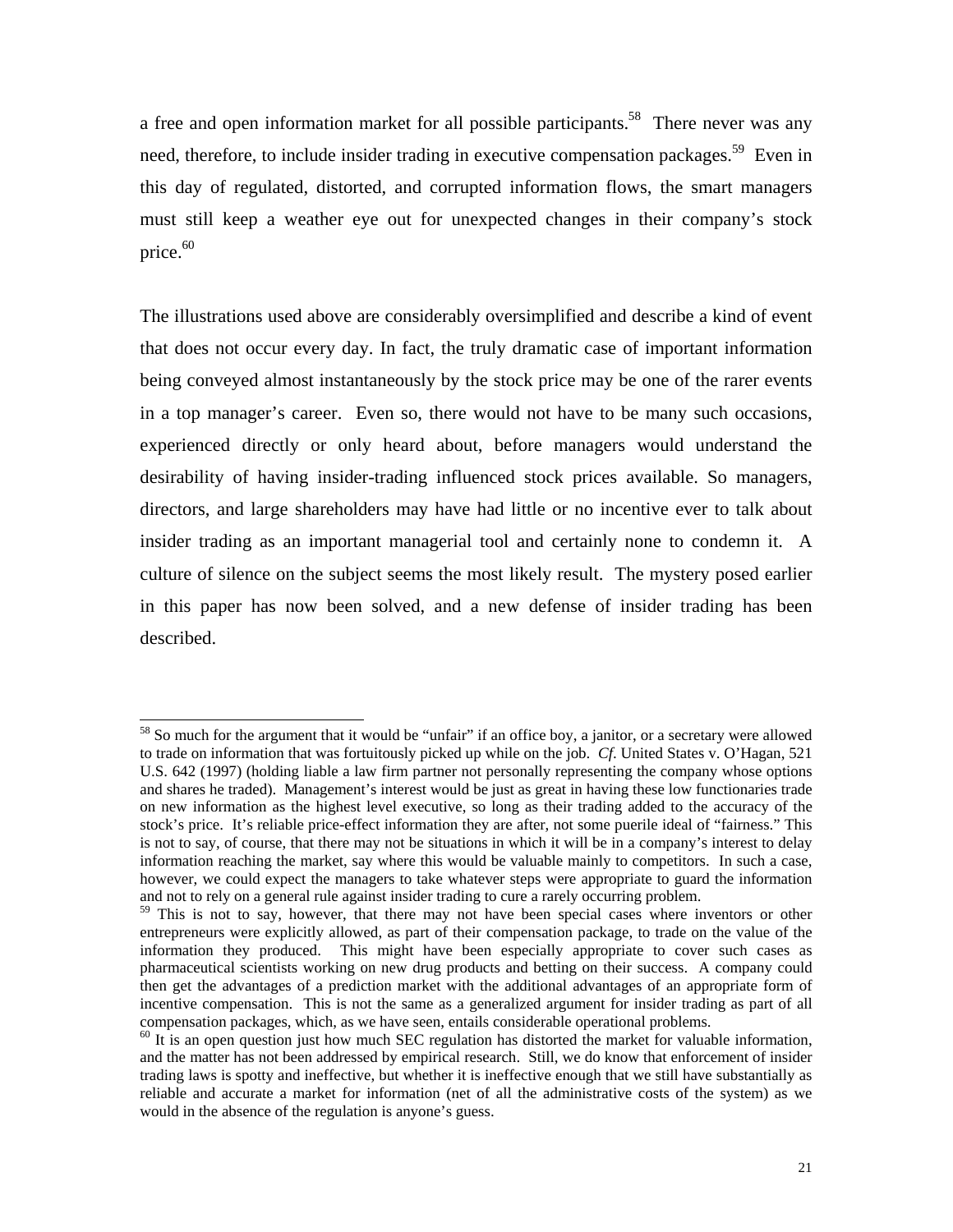a free and open information market for all possible participants.[58] There never was any need, therefore, to include insider trading in executive compensation packages.[59] Even in this day of regulated, distorted, and corrupted information flows, the smart managers must still keep a weather eye out for unexpected changes in their company's stock price.[60]

The illustrations used above are considerably oversimplified and describe a kind of event that does not occur every day. In fact, the truly dramatic case of important information being conveyed almost instantaneously by the stock price may be one of the rarer events in a top manager's career. Even so, there would not have to be many such occasions, experienced directly or only heard about, before managers would understand the desirability of having insider-trading influenced stock prices available. So managers, directors, and large shareholders may have had little or no incentive ever to talk about insider trading as an important managerial tool and certainly none to condemn it. A culture of silence on the subject seems the most likely result. The mystery posed earlier in this paper has now been solved, and a new defense of insider trading has been described.

---

[58] So much for the argument that it would be "unfair" if an office boy, a janitor, or a secretary were allowed to trade on information that was fortuitously picked up while on the job. *Cf.* United States v. O'Hagan, 521 U.S. 642 (1997) (holding liable a law firm partner not personally representing the company whose options and shares he traded). Management's interest would be just as great in having these low functionaries trade on new information as the highest level executive, so long as their trading added to the accuracy of the stock's price. It's reliable price-effect information they are after, not some puerile ideal of "fairness." This is not to say, of course, that there may not be situations in which it will be in a company's interest to delay information reaching the market, say where this would be valuable mainly to competitors. In such a case, however, we could expect the managers to take whatever steps were appropriate to guard the information and not to rely on a general rule against insider trading to cure a rarely occurring problem.

[59] This is not to say, however, that there may not have been special cases where inventors or other entrepreneurs were explicitly allowed, as part of their compensation package, to trade on the value of the information they produced. This might have been especially appropriate to cover such cases as pharmaceutical scientists working on new drug products and betting on their success. A company could then get the advantages of a prediction market with the additional advantages of an appropriate form of incentive compensation. This is not the same as a generalized argument for insider trading as part of all compensation packages, which, as we have seen, entails considerable operational problems.

[60] It is an open question just how much SEC regulation has distorted the market for valuable information, and the matter has not been addressed by empirical research. Still, we do know that enforcement of insider trading laws is spotty and ineffective, but whether it is ineffective enough that we still have substantially as reliable and accurate a market for information (net of all the administrative costs of the system) as we would in the absence of the regulation is anyone's guess.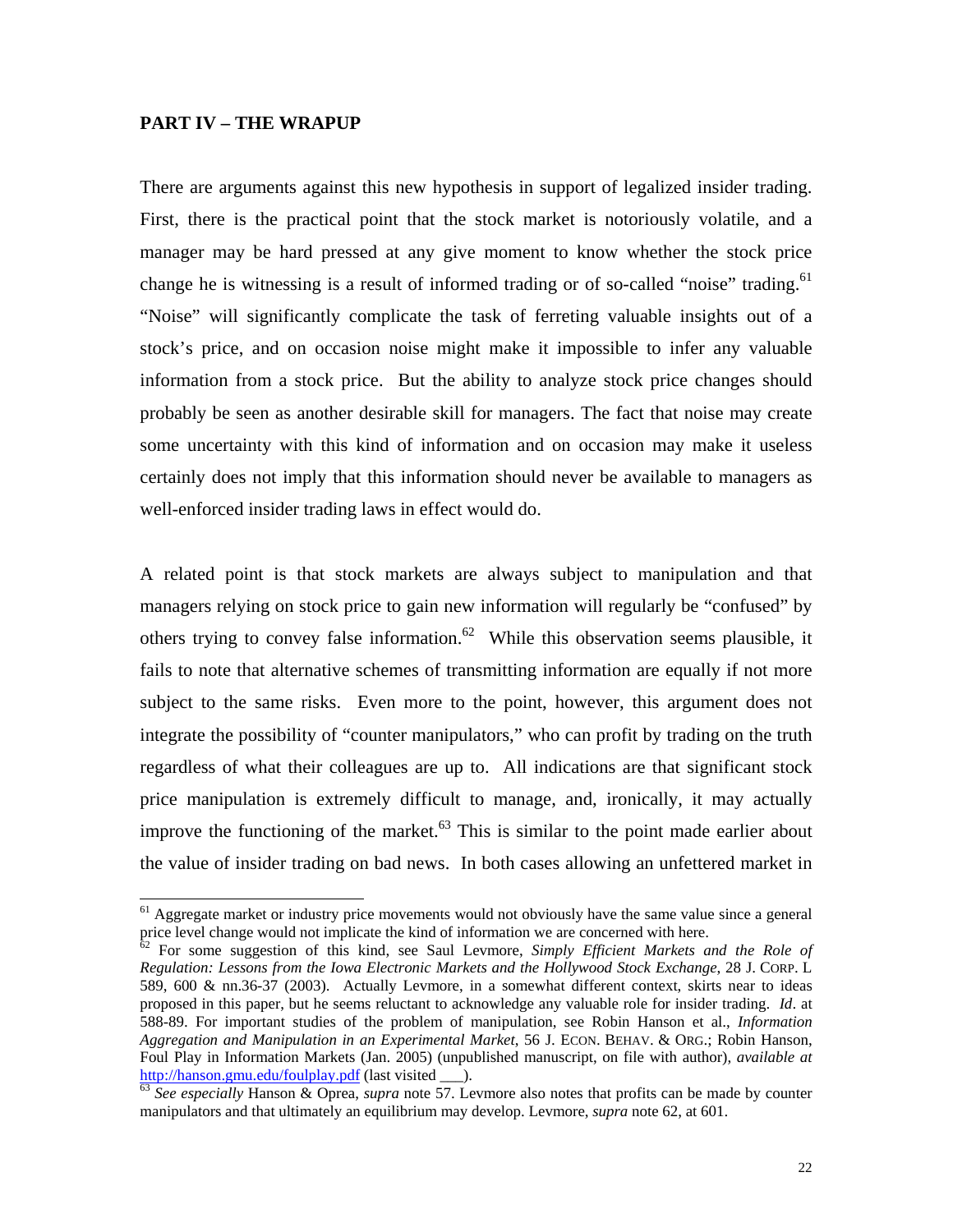**PART IV – THE WRAPUP**

There are arguments against this new hypothesis in support of legalized insider trading. First, there is the practical point that the stock market is notoriously volatile, and a manager may be hard pressed at any give moment to know whether the stock price change he is witnessing is a result of informed trading or of so-called "noise" trading.[61] "Noise" will significantly complicate the task of ferreting valuable insights out of a stock's price, and on occasion noise might make it impossible to infer any valuable information from a stock price. But the ability to analyze stock price changes should probably be seen as another desirable skill for managers. The fact that noise may create some uncertainty with this kind of information and on occasion may make it useless certainly does not imply that this information should never be available to managers as well-enforced insider trading laws in effect would do.

A related point is that stock markets are always subject to manipulation and that managers relying on stock price to gain new information will regularly be "confused" by others trying to convey false information.[62] While this observation seems plausible, it fails to note that alternative schemes of transmitting information are equally if not more subject to the same risks. Even more to the point, however, this argument does not integrate the possibility of "counter manipulators," who can profit by trading on the truth regardless of what their colleagues are up to. All indications are that significant stock price manipulation is extremely difficult to manage, and, ironically, it may actually improve the functioning of the market.[63] This is similar to the point made earlier about the value of insider trading on bad news. In both cases allowing an unfettered market in

---

[61] Aggregate market or industry price movements would not obviously have the same value since a general price level change would not implicate the kind of information we are concerned with here.

[62] For some suggestion of this kind, see Saul Levmore, *Simply Efficient Markets and the Role of Regulation: Lessons from the Iowa Electronic Markets and the Hollywood Stock Exchange*, 28 J. CORP. L 589, 600 & nn.36-37 (2003). Actually Levmore, in a somewhat different context, skirts near to ideas proposed in this paper, but he seems reluctant to acknowledge any valuable role for insider trading. *Id*. at 588-89. For important studies of the problem of manipulation, see Robin Hanson et al., *Information Aggregation and Manipulation in an Experimental Market*, 56 J. ECON. BEHAV. & ORG.; Robin Hanson, Foul Play in Information Markets (Jan. 2005) (unpublished manuscript, on file with author), *available at* http://hanson.gmu.edu/foulplay.pdf (last visited ___).

[63] *See especially* Hanson & Oprea, *supra* note 57. Levmore also notes that profits can be made by counter manipulators and that ultimately an equilibrium may develop. Levmore, *supra* note 62, at 601.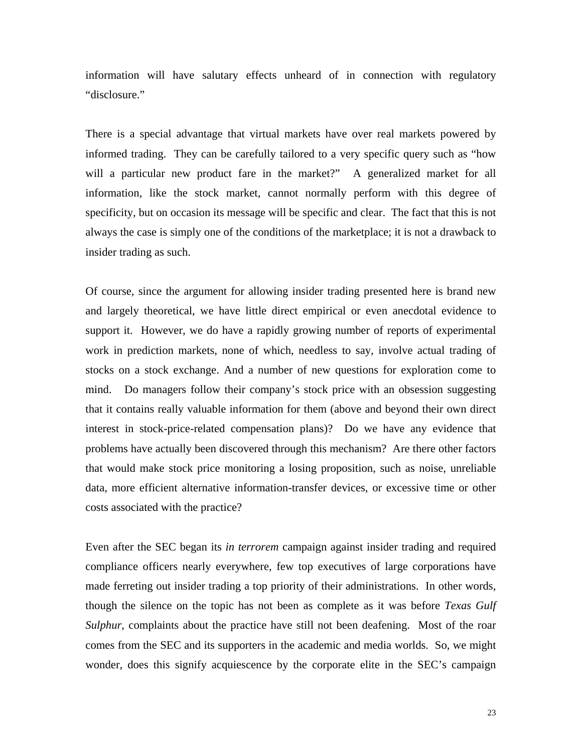information will have salutary effects unheard of in connection with regulatory "disclosure."

There is a special advantage that virtual markets have over real markets powered by informed trading. They can be carefully tailored to a very specific query such as "how will a particular new product fare in the market?" A generalized market for all information, like the stock market, cannot normally perform with this degree of specificity, but on occasion its message will be specific and clear. The fact that this is not always the case is simply one of the conditions of the marketplace; it is not a drawback to insider trading as such.

Of course, since the argument for allowing insider trading presented here is brand new and largely theoretical, we have little direct empirical or even anecdotal evidence to support it. However, we do have a rapidly growing number of reports of experimental work in prediction markets, none of which, needless to say, involve actual trading of stocks on a stock exchange. And a number of new questions for exploration come to mind. Do managers follow their company's stock price with an obsession suggesting that it contains really valuable information for them (above and beyond their own direct interest in stock-price-related compensation plans)? Do we have any evidence that problems have actually been discovered through this mechanism? Are there other factors that would make stock price monitoring a losing proposition, such as noise, unreliable data, more efficient alternative information-transfer devices, or excessive time or other costs associated with the practice?

Even after the SEC began its *in terrorem* campaign against insider trading and required compliance officers nearly everywhere, few top executives of large corporations have made ferreting out insider trading a top priority of their administrations. In other words, though the silence on the topic has not been as complete as it was before *Texas Gulf Sulphur*, complaints about the practice have still not been deafening. Most of the roar comes from the SEC and its supporters in the academic and media worlds. So, we might wonder, does this signify acquiescence by the corporate elite in the SEC's campaign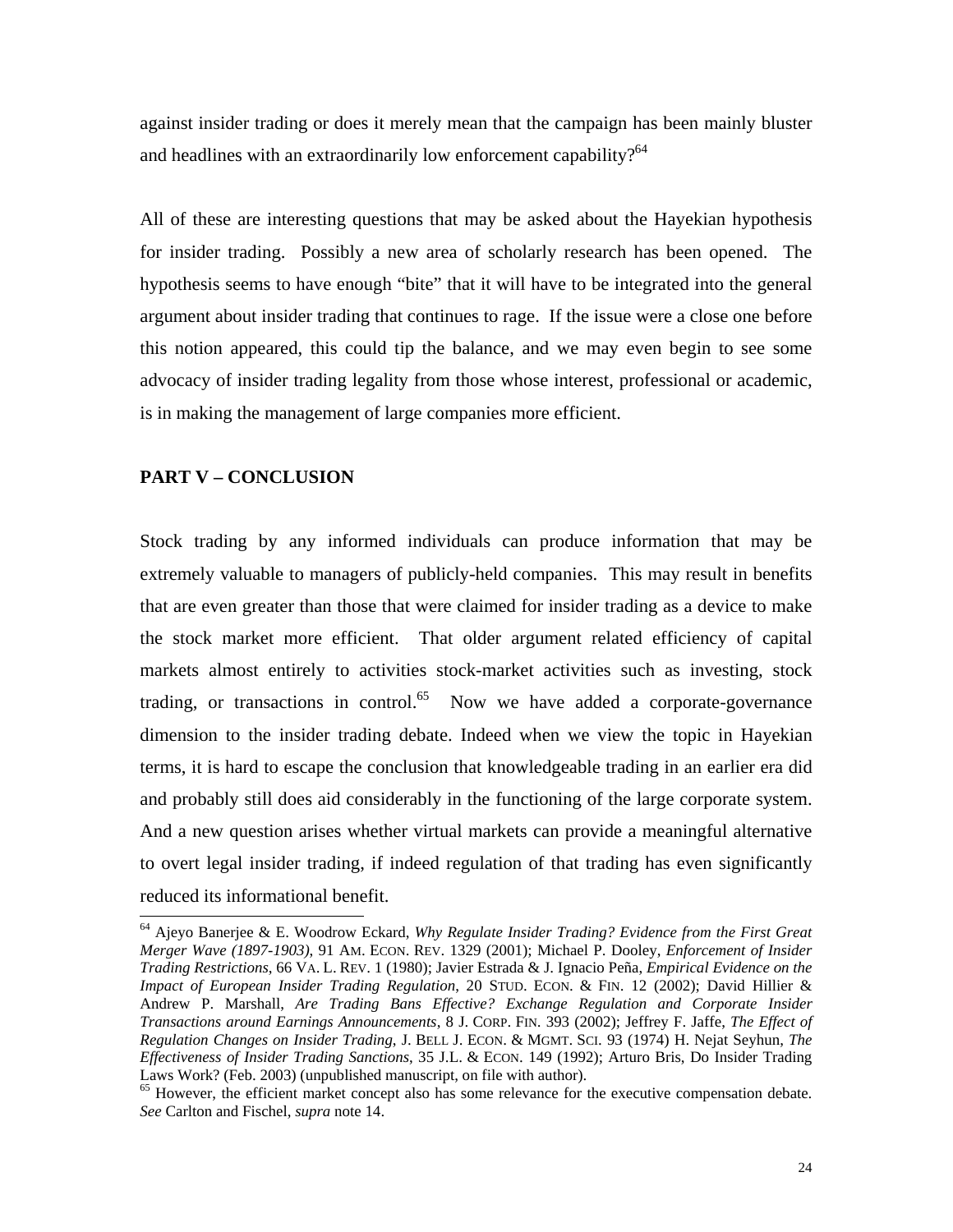against insider trading or does it merely mean that the campaign has been mainly bluster and headlines with an extraordinarily low enforcement capability?[64]

All of these are interesting questions that may be asked about the Hayekian hypothesis for insider trading. Possibly a new area of scholarly research has been opened. The hypothesis seems to have enough "bite" that it will have to be integrated into the general argument about insider trading that continues to rage. If the issue were a close one before this notion appeared, this could tip the balance, and we may even begin to see some advocacy of insider trading legality from those whose interest, professional or academic, is in making the management of large companies more efficient.

## PART V – CONCLUSION

Stock trading by any informed individuals can produce information that may be extremely valuable to managers of publicly-held companies. This may result in benefits that are even greater than those that were claimed for insider trading as a device to make the stock market more efficient. That older argument related efficiency of capital markets almost entirely to activities stock-market activities such as investing, stock trading, or transactions in control.[65] Now we have added a corporate-governance dimension to the insider trading debate. Indeed when we view the topic in Hayekian terms, it is hard to escape the conclusion that knowledgeable trading in an earlier era did and probably still does aid considerably in the functioning of the large corporate system. And a new question arises whether virtual markets can provide a meaningful alternative to overt legal insider trading, if indeed regulation of that trading has even significantly reduced its informational benefit.

---

[64] Ajeyo Banerjee & E. Woodrow Eckard, *Why Regulate Insider Trading? Evidence from the First Great Merger Wave (1897-1903)*, 91 AM. ECON. REV. 1329 (2001); Michael P. Dooley, *Enforcement of Insider Trading Restrictions*, 66 VA. L. REV. 1 (1980); Javier Estrada & J. Ignacio Peña, *Empirical Evidence on the Impact of European Insider Trading Regulation*, 20 STUD. ECON. & FIN. 12 (2002); David Hillier & Andrew P. Marshall, *Are Trading Bans Effective? Exchange Regulation and Corporate Insider Transactions around Earnings Announcements*, 8 J. CORP. FIN. 393 (2002); Jeffrey F. Jaffe, *The Effect of Regulation Changes on Insider Trading*, J. BELL J. ECON. & MGMT. SCI. 93 (1974) H. Nejat Seyhun, *The Effectiveness of Insider Trading Sanctions*, 35 J.L. & ECON. 149 (1992); Arturo Bris, Do Insider Trading Laws Work? (Feb. 2003) (unpublished manuscript, on file with author).

[65] However, the efficient market concept also has some relevance for the executive compensation debate. *See* Carlton and Fischel, *supra* note 14.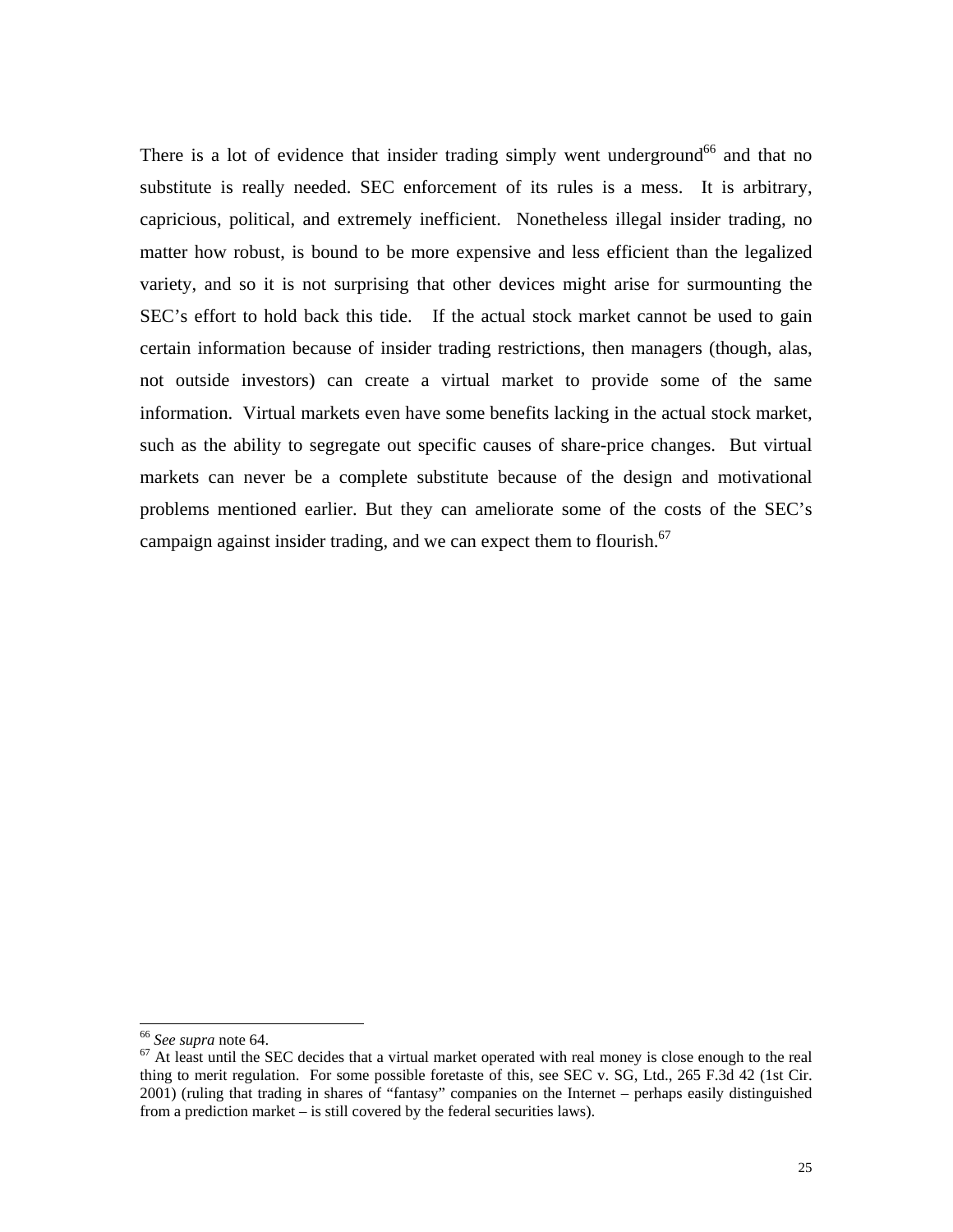There is a lot of evidence that insider trading simply went underground[66] and that no substitute is really needed. SEC enforcement of its rules is a mess. It is arbitrary, capricious, political, and extremely inefficient. Nonetheless illegal insider trading, no matter how robust, is bound to be more expensive and less efficient than the legalized variety, and so it is not surprising that other devices might arise for surmounting the SEC's effort to hold back this tide. If the actual stock market cannot be used to gain certain information because of insider trading restrictions, then managers (though, alas, not outside investors) can create a virtual market to provide some of the same information. Virtual markets even have some benefits lacking in the actual stock market, such as the ability to segregate out specific causes of share-price changes. But virtual markets can never be a complete substitute because of the design and motivational problems mentioned earlier. But they can ameliorate some of the costs of the SEC's campaign against insider trading, and we can expect them to flourish.[67]

---

[66] *See supra* note 64.

[67] At least until the SEC decides that a virtual market operated with real money is close enough to the real thing to merit regulation. For some possible foretaste of this, see SEC v. SG, Ltd., 265 F.3d 42 (1st Cir. 2001) (ruling that trading in shares of "fantasy" companies on the Internet – perhaps easily distinguished from a prediction market – is still covered by the federal securities laws).